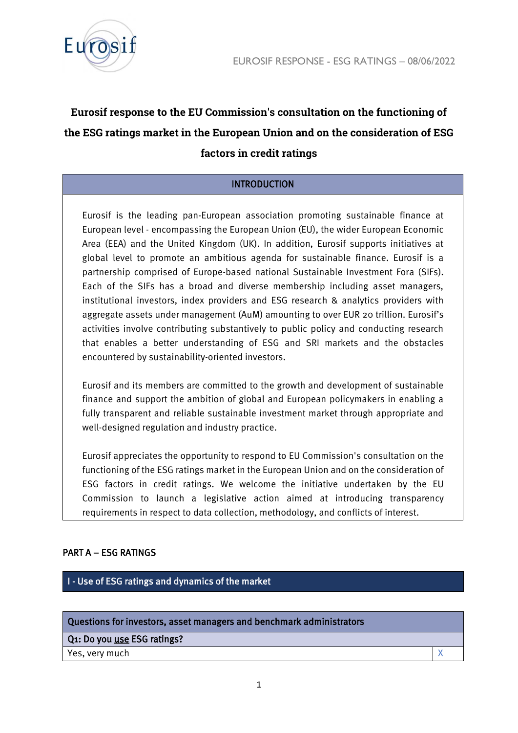EUROSIF RESPONSE - ESG RATINGS – 08/06/2022

# Eurosif response to the EU Commission's consultation on the functioning of the ESG ratings market in the European Union and on the consideration of ESG factors in credit ratings

## INTRODUCTION

Eurosif is the leading pan-European association promoting sustainable finance at European level - encompassing the European Union (EU), the wider European Economic Area (EEA) and the United Kingdom (UK). In addition, Eurosif supports initiatives at global level to promote an ambitious agenda for sustainable finance. Eurosif is a partnership comprised of Europe-based national Sustainable Investment Fora (SIFs). Each of the SIFs has a broad and diverse membership including asset managers, institutional investors, index providers and ESG research & analytics providers with aggregate assets under management (AuM) amounting to over EUR 20 trillion. Eurosif's activities involve contributing substantively to public policy and conducting research that enables a better understanding of ESG and SRI markets and the obstacles encountered by sustainability-oriented investors.

Eurosif and its members are committed to the growth and development of sustainable finance and support the ambition of global and European policymakers in enabling a fully transparent and reliable sustainable investment market through appropriate and well-designed regulation and industry practice.

Eurosif appreciates the opportunity to respond to EU Commission's consultation on the functioning of the ESG ratings market in the European Union and on the consideration of ESG factors in credit ratings. We welcome the initiative undertaken by the EU Commission to launch a legislative action aimed at introducing transparency requirements in respect to data collection, methodology, and conflicts of interest.

## PART A – ESG RATINGS

### I - Use of ESG ratings and dynamics of the market

| Questions for investors, asset managers and benchmark administrators | |
|---|---|
| **Q1: Do you use ESG ratings?** | |
| Yes, very much | X |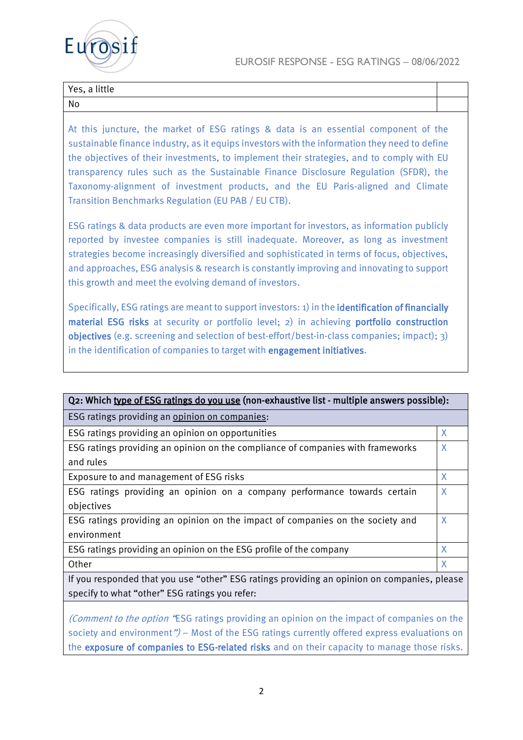| | |
|---|---|
| Yes, a little | |
| No | |

At this juncture, the market of ESG ratings & data is an essential component of the sustainable finance industry, as it equips investors with the information they need to define the objectives of their investments, to implement their strategies, and to comply with EU transparency rules such as the Sustainable Finance Disclosure Regulation (SFDR), the Taxonomy-alignment of investment products, and the EU Paris-aligned and Climate Transition Benchmarks Regulation (EU PAB / EU CTB).

ESG ratings & data products are even more important for investors, as information publicly reported by investee companies is still inadequate. Moreover, as long as investment strategies become increasingly diversified and sophisticated in terms of focus, objectives, and approaches, ESG analysis & research is constantly improving and innovating to support this growth and meet the evolving demand of investors.

Specifically, ESG ratings are meant to support investors: 1) in the **identification of financially material ESG risks** at security or portfolio level; 2) in achieving **portfolio construction objectives** (e.g. screening and selection of best-effort/best-in-class companies; impact); 3) in the identification of companies to target with **engagement initiatives**.

| **Q2: Which type of ESG ratings do you use (non-exhaustive list - multiple answers possible):** | |
|---|---|
| ESG ratings providing an opinion on companies: | |
| ESG ratings providing an opinion on opportunities | X |
| ESG ratings providing an opinion on the compliance of companies with frameworks and rules | X |
| Exposure to and management of ESG risks | X |
| ESG ratings providing an opinion on a company performance towards certain objectives | X |
| ESG ratings providing an opinion on the impact of companies on the society and environment | X |
| ESG ratings providing an opinion on the ESG profile of the company | X |
| Other | X |
| If you responded that you use "other" ESG ratings providing an opinion on companies, please specify to what "other" ESG ratings you refer: | |

*(Comment to the option "*ESG ratings providing an opinion on the impact of companies on the society and environment*")* – Most of the ESG ratings currently offered express evaluations on the **exposure of companies to ESG-related risks** and on their capacity to manage those risks.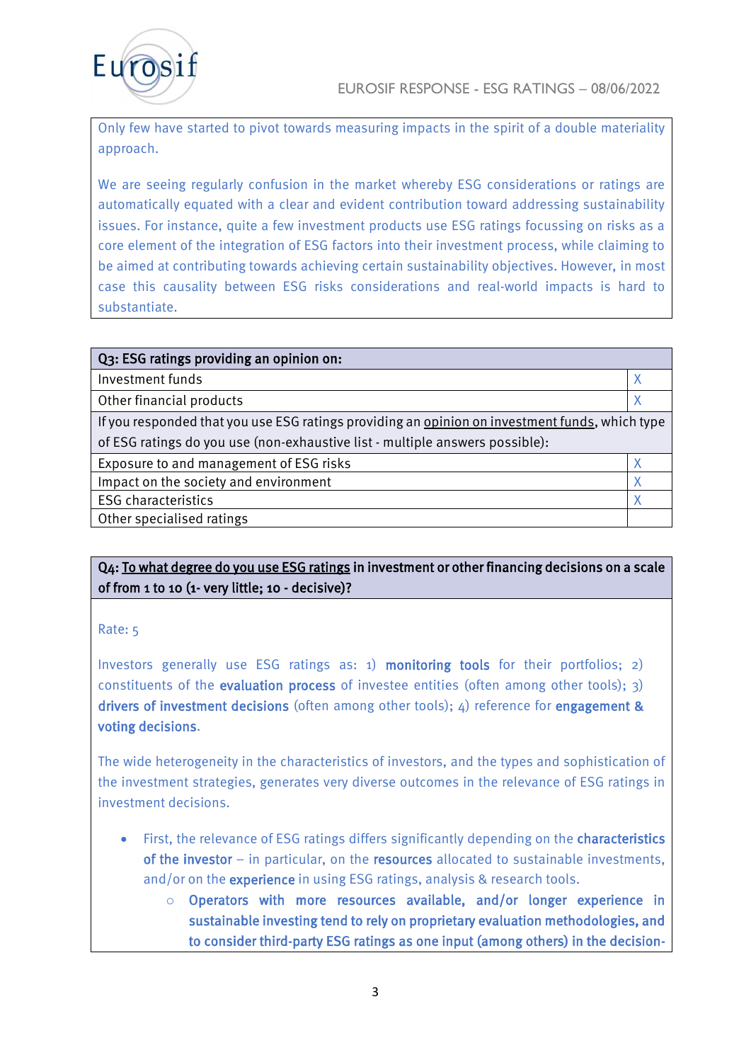Only few have started to pivot towards measuring impacts in the spirit of a double materiality approach.

We are seeing regularly confusion in the market whereby ESG considerations or ratings are automatically equated with a clear and evident contribution toward addressing sustainability issues. For instance, quite a few investment products use ESG ratings focussing on risks as a core element of the integration of ESG factors into their investment process, while claiming to be aimed at contributing towards achieving certain sustainability objectives. However, in most case this causality between ESG risks considerations and real-world impacts is hard to substantiate.

| **Q3: ESG ratings providing an opinion on:** | |
|---|---|
| Investment funds | X |
| Other financial products | X |
| If you responded that you use ESG ratings providing an opinion on investment funds, which type of ESG ratings do you use (non-exhaustive list - multiple answers possible): | |
| Exposure to and management of ESG risks | X |
| Impact on the society and environment | X |
| ESG characteristics | X |
| Other specialised ratings | |

**Q4: To what degree do you use ESG ratings in investment or other financing decisions on a scale of from 1 to 10 (1- very little; 10 - decisive)?**

Rate: 5

Investors generally use ESG ratings as: 1) **monitoring tools** for their portfolios; 2) constituents of the **evaluation process** of investee entities (often among other tools); 3) **drivers of investment decisions** (often among other tools); 4) reference for **engagement & voting decisions**.

The wide heterogeneity in the characteristics of investors, and the types and sophistication of the investment strategies, generates very diverse outcomes in the relevance of ESG ratings in investment decisions.

- First, the relevance of ESG ratings differs significantly depending on the **characteristics of the investor** – in particular, on the **resources** allocated to sustainable investments, and/or on the **experience** in using ESG ratings, analysis & research tools.
  - **Operators with more resources available, and/or longer experience in sustainable investing tend to rely on proprietary evaluation methodologies, and to consider third-party ESG ratings as one input (among others) in the decision-**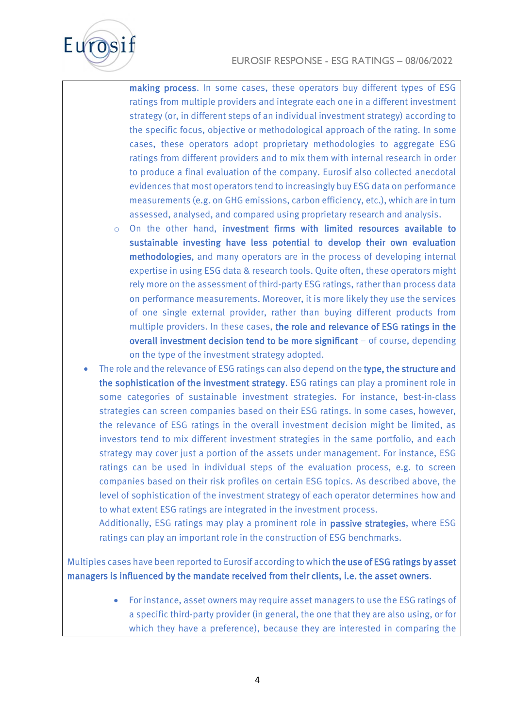**making process**. In some cases, these operators buy different types of ESG ratings from multiple providers and integrate each one in a different investment strategy (or, in different steps of an individual investment strategy) according to the specific focus, objective or methodological approach of the rating. In some cases, these operators adopt proprietary methodologies to aggregate ESG ratings from different providers and to mix them with internal research in order to produce a final evaluation of the company. Eurosif also collected anecdotal evidences that most operators tend to increasingly buy ESG data on performance measurements (e.g. on GHG emissions, carbon efficiency, etc.), which are in turn assessed, analysed, and compared using proprietary research and analysis.

    - On the other hand, **investment firms with limited resources available to sustainable investing have less potential to develop their own evaluation methodologies**, and many operators are in the process of developing internal expertise in using ESG data & research tools. Quite often, these operators might rely more on the assessment of third-party ESG ratings, rather than process data on performance measurements. Moreover, it is more likely they use the services of one single external provider, rather than buying different products from multiple providers. In these cases, **the role and relevance of ESG ratings in the overall investment decision tend to be more significant** – of course, depending on the type of the investment strategy adopted.

- The role and the relevance of ESG ratings can also depend on the **type, the structure and the sophistication of the investment strategy**. ESG ratings can play a prominent role in some categories of sustainable investment strategies. For instance, best-in-class strategies can screen companies based on their ESG ratings. In some cases, however, the relevance of ESG ratings in the overall investment decision might be limited, as investors tend to mix different investment strategies in the same portfolio, and each strategy may cover just a portion of the assets under management. For instance, ESG ratings can be used in individual steps of the evaluation process, e.g. to screen companies based on their risk profiles on certain ESG topics. As described above, the level of sophistication of the investment strategy of each operator determines how and to what extent ESG ratings are integrated in the investment process.
  Additionally, ESG ratings may play a prominent role in **passive strategies**, where ESG ratings can play an important role in the construction of ESG benchmarks.

Multiples cases have been reported to Eurosif according to which **the use of ESG ratings by asset managers is influenced by the mandate received from their clients, i.e. the asset owners**.

- For instance, asset owners may require asset managers to use the ESG ratings of a specific third-party provider (in general, the one that they are also using, or for which they have a preference), because they are interested in comparing the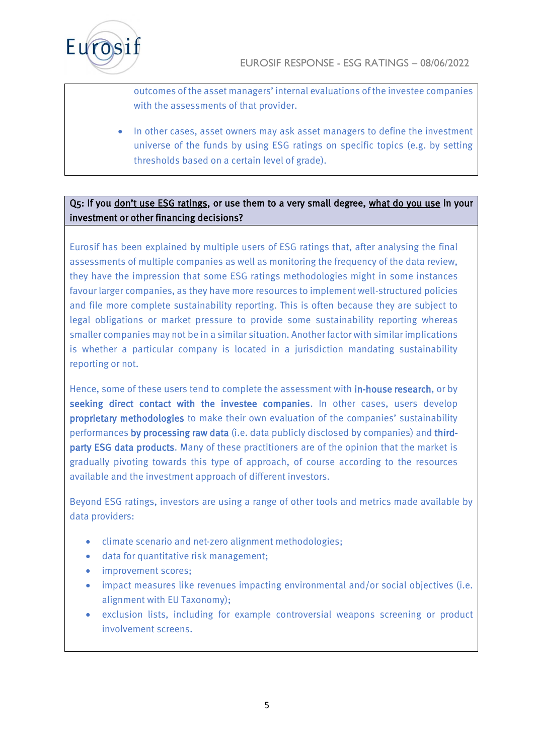outcomes of the asset managers' internal evaluations of the investee companies with the assessments of that provider.

- In other cases, asset owners may ask asset managers to define the investment universe of the funds by using ESG ratings on specific topics (e.g. by setting thresholds based on a certain level of grade).

**Q5: If you <u>don't use ESG ratings</u>, or use them to a very small degree, <u>what do you use</u> in your investment or other financing decisions?**

Eurosif has been explained by multiple users of ESG ratings that, after analysing the final assessments of multiple companies as well as monitoring the frequency of the data review, they have the impression that some ESG ratings methodologies might in some instances favour larger companies, as they have more resources to implement well-structured policies and file more complete sustainability reporting. This is often because they are subject to legal obligations or market pressure to provide some sustainability reporting whereas smaller companies may not be in a similar situation. Another factor with similar implications is whether a particular company is located in a jurisdiction mandating sustainability reporting or not.

Hence, some of these users tend to complete the assessment with **in-house research**, or by **seeking direct contact with the investee companies**. In other cases, users develop **proprietary methodologies** to make their own evaluation of the companies' sustainability performances **by processing raw data** (i.e. data publicly disclosed by companies) and **third-party ESG data products**. Many of these practitioners are of the opinion that the market is gradually pivoting towards this type of approach, of course according to the resources available and the investment approach of different investors.

Beyond ESG ratings, investors are using a range of other tools and metrics made available by data providers:

- climate scenario and net-zero alignment methodologies;
- data for quantitative risk management;
- improvement scores;
- impact measures like revenues impacting environmental and/or social objectives (i.e. alignment with EU Taxonomy);
- exclusion lists, including for example controversial weapons screening or product involvement screens.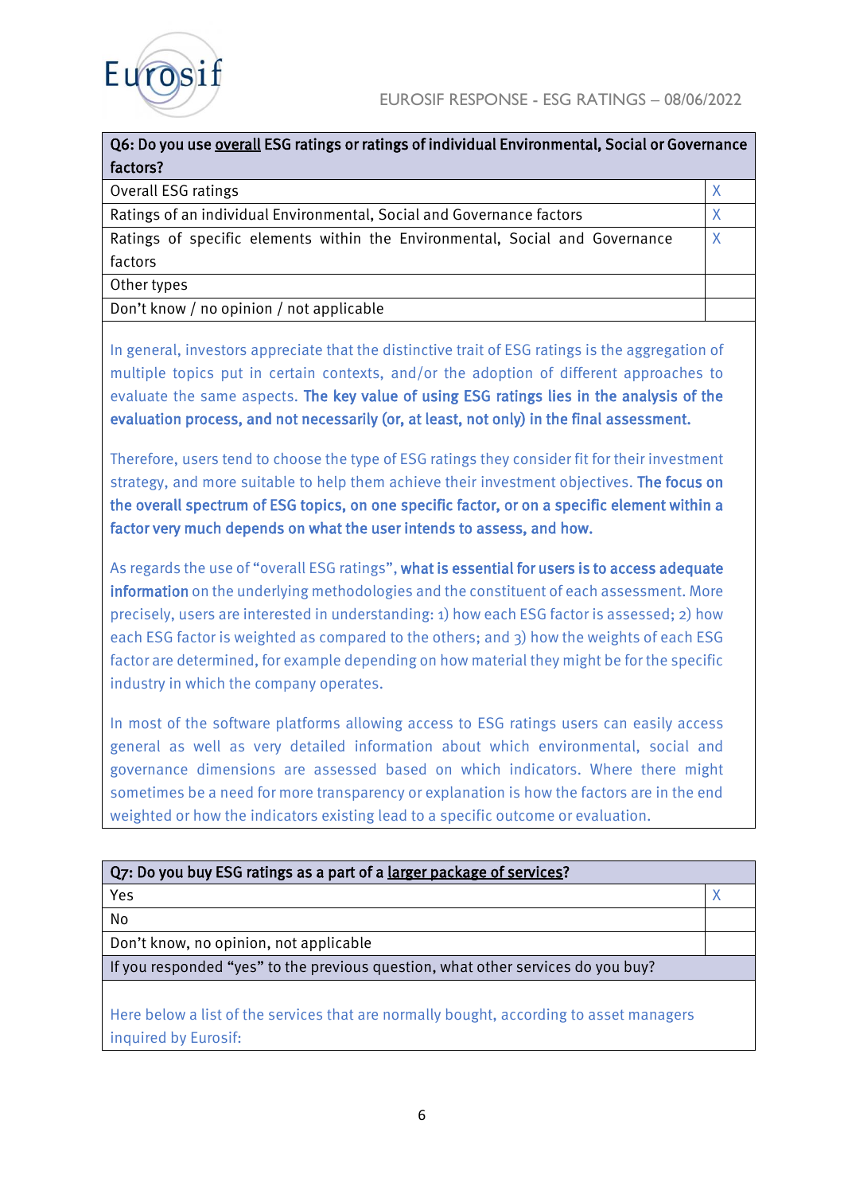| Q6: Do you use <u>overall</u> ESG ratings or ratings of individual Environmental, Social or Governance factors? | |
|---|---|
| Overall ESG ratings | X |
| Ratings of an individual Environmental, Social and Governance factors | X |
| Ratings of specific elements within the Environmental, Social and Governance factors | X |
| Other types | |
| Don't know / no opinion / not applicable | |

In general, investors appreciate that the distinctive trait of ESG ratings is the aggregation of multiple topics put in certain contexts, and/or the adoption of different approaches to evaluate the same aspects. **The key value of using ESG ratings lies in the analysis of the evaluation process, and not necessarily (or, at least, not only) in the final assessment.**

Therefore, users tend to choose the type of ESG ratings they consider fit for their investment strategy, and more suitable to help them achieve their investment objectives. **The focus on the overall spectrum of ESG topics, on one specific factor, or on a specific element within a factor very much depends on what the user intends to assess, and how.**

As regards the use of "overall ESG ratings", **what is essential for users is to access adequate information** on the underlying methodologies and the constituent of each assessment. More precisely, users are interested in understanding: 1) how each ESG factor is assessed; 2) how each ESG factor is weighted as compared to the others; and 3) how the weights of each ESG factor are determined, for example depending on how material they might be for the specific industry in which the company operates.

In most of the software platforms allowing access to ESG ratings users can easily access general as well as very detailed information about which environmental, social and governance dimensions are assessed based on which indicators. Where there might sometimes be a need for more transparency or explanation is how the factors are in the end weighted or how the indicators existing lead to a specific outcome or evaluation.

| Q7: Do you buy ESG ratings as a part of a <u>larger package of services</u>? | |
|---|---|
| Yes | X |
| No | |
| Don't know, no opinion, not applicable | |
| If you responded "yes" to the previous question, what other services do you buy? | |

Here below a list of the services that are normally bought, according to asset managers inquired by Eurosif: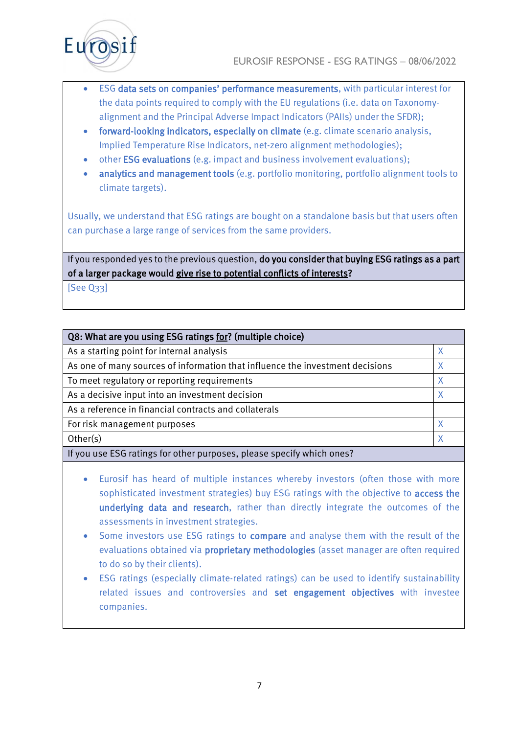- ESG **data sets on companies' performance measurements**, with particular interest for the data points required to comply with the EU regulations (i.e. data on Taxonomy-alignment and the Principal Adverse Impact Indicators (PAIIs) under the SFDR);
- **forward-looking indicators, especially on climate** (e.g. climate scenario analysis, Implied Temperature Rise Indicators, net-zero alignment methodologies);
- other **ESG evaluations** (e.g. impact and business involvement evaluations);
- **analytics and management tools** (e.g. portfolio monitoring, portfolio alignment tools to climate targets).

Usually, we understand that ESG ratings are bought on a standalone basis but that users often can purchase a large range of services from the same providers.

If you responded yes to the previous question, **do you consider that buying ESG ratings as a part of a larger package would give rise to potential conflicts of interests?**

[See Q33]

| **Q8: What are you using ESG ratings for? (multiple choice)** | |
|---|---|
| As a starting point for internal analysis | X |
| As one of many sources of information that influence the investment decisions | X |
| To meet regulatory or reporting requirements | X |
| As a decisive input into an investment decision | X |
| As a reference in financial contracts and collaterals | |
| For risk management purposes | X |
| Other(s) | X |

If you use ESG ratings for other purposes, please specify which ones?

- Eurosif has heard of multiple instances whereby investors (often those with more sophisticated investment strategies) buy ESG ratings with the objective to **access the underlying data and research**, rather than directly integrate the outcomes of the assessments in investment strategies.
- Some investors use ESG ratings to **compare** and analyse them with the result of the evaluations obtained via **proprietary methodologies** (asset manager are often required to do so by their clients).
- ESG ratings (especially climate-related ratings) can be used to identify sustainability related issues and controversies and **set engagement objectives** with investee companies.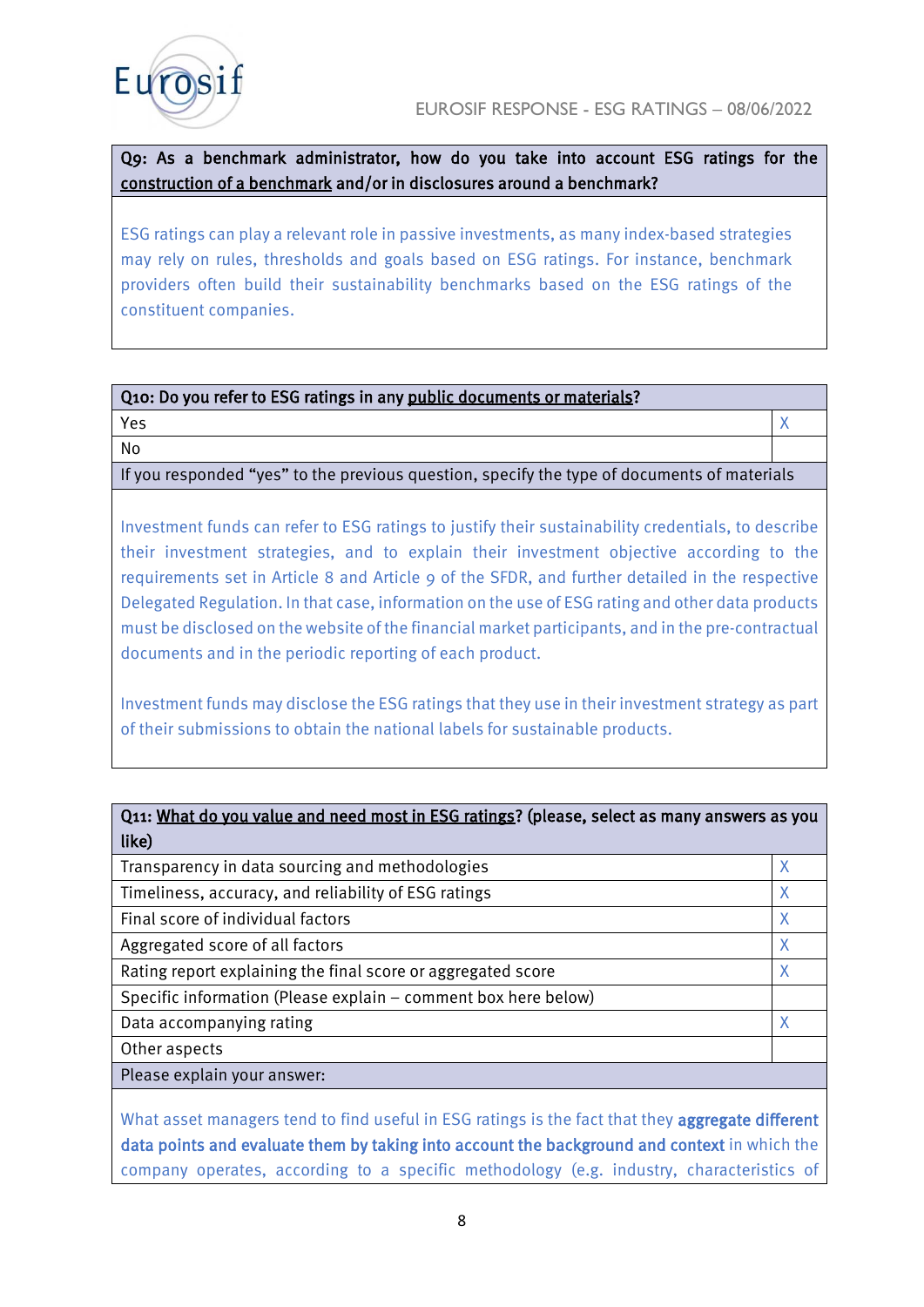**Q9: As a benchmark administrator, how do you take into account ESG ratings for the construction of a benchmark and/or in disclosures around a benchmark?**

ESG ratings can play a relevant role in passive investments, as many index-based strategies may rely on rules, thresholds and goals based on ESG ratings. For instance, benchmark providers often build their sustainability benchmarks based on the ESG ratings of the constituent companies.

| Q10: Do you refer to ESG ratings in any public documents or materials? | |
|---|---|
| Yes | X |
| No | |

If you responded "yes" to the previous question, specify the type of documents of materials

Investment funds can refer to ESG ratings to justify their sustainability credentials, to describe their investment strategies, and to explain their investment objective according to the requirements set in Article 8 and Article 9 of the SFDR, and further detailed in the respective Delegated Regulation. In that case, information on the use of ESG rating and other data products must be disclosed on the website of the financial market participants, and in the pre-contractual documents and in the periodic reporting of each product.

Investment funds may disclose the ESG ratings that they use in their investment strategy as part of their submissions to obtain the national labels for sustainable products.

| Q11: What do you value and need most in ESG ratings? (please, select as many answers as you like) | |
|---|---|
| Transparency in data sourcing and methodologies | X |
| Timeliness, accuracy, and reliability of ESG ratings | X |
| Final score of individual factors | X |
| Aggregated score of all factors | X |
| Rating report explaining the final score or aggregated score | X |
| Specific information (Please explain – comment box here below) | |
| Data accompanying rating | X |
| Other aspects | |

Please explain your answer:

What asset managers tend to find useful in ESG ratings is the fact that they **aggregate different data points and evaluate them by taking into account the background and context** in which the company operates, according to a specific methodology (e.g. industry, characteristics of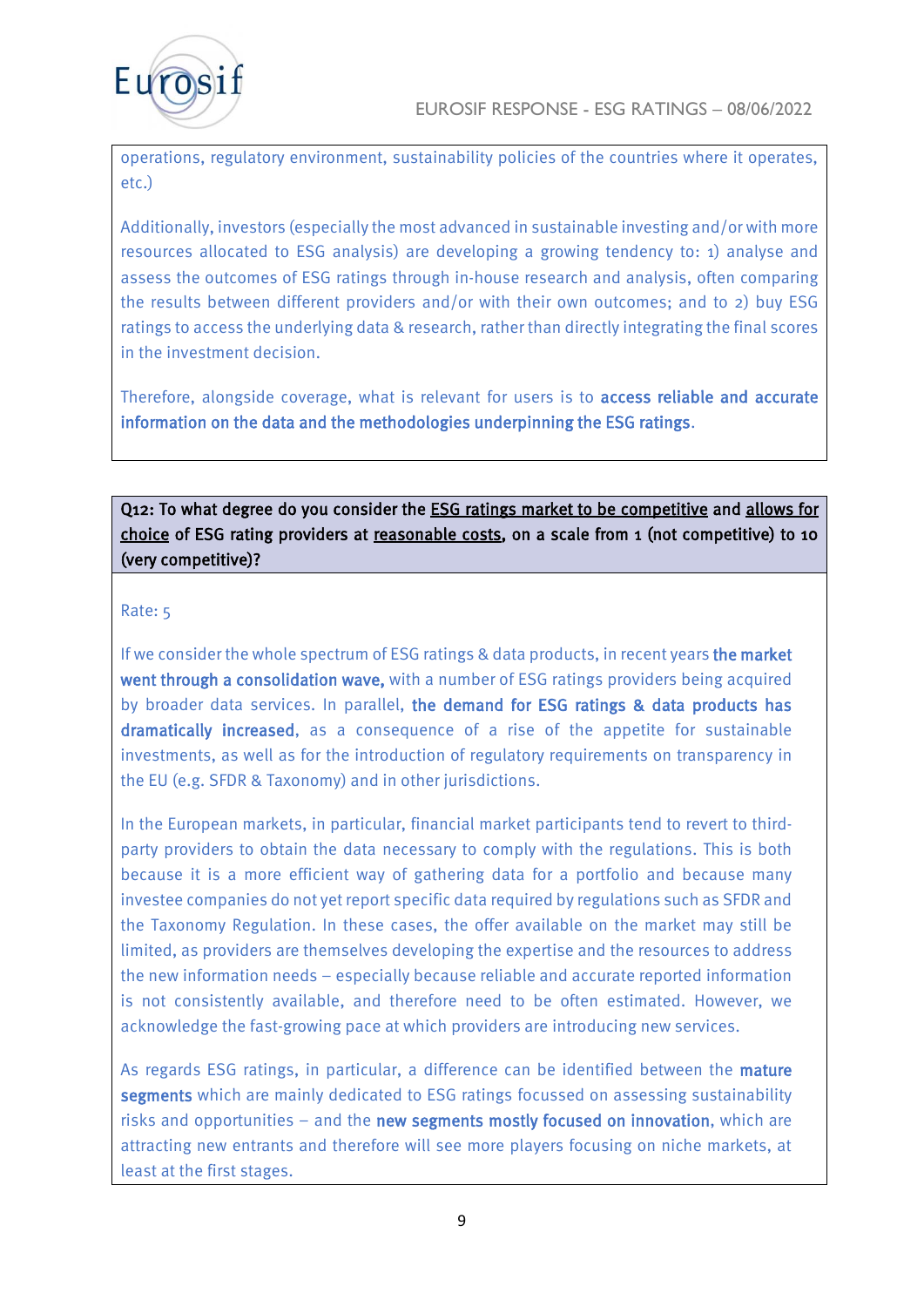operations, regulatory environment, sustainability policies of the countries where it operates, etc.)

Additionally, investors (especially the most advanced in sustainable investing and/or with more resources allocated to ESG analysis) are developing a growing tendency to: 1) analyse and assess the outcomes of ESG ratings through in-house research and analysis, often comparing the results between different providers and/or with their own outcomes; and to 2) buy ESG ratings to access the underlying data & research, rather than directly integrating the final scores in the investment decision.

Therefore, alongside coverage, what is relevant for users is to **access reliable and accurate information on the data and the methodologies underpinning the ESG ratings**.

**Q12: To what degree do you consider the ESG ratings market to be competitive and allows for choice of ESG rating providers at reasonable costs, on a scale from 1 (not competitive) to 10 (very competitive)?**

Rate: 5

If we consider the whole spectrum of ESG ratings & data products, in recent years **the market went through a consolidation wave,** with a number of ESG ratings providers being acquired by broader data services. In parallel, **the demand for ESG ratings & data products has dramatically increased**, as a consequence of a rise of the appetite for sustainable investments, as well as for the introduction of regulatory requirements on transparency in the EU (e.g. SFDR & Taxonomy) and in other jurisdictions.

In the European markets, in particular, financial market participants tend to revert to third-party providers to obtain the data necessary to comply with the regulations. This is both because it is a more efficient way of gathering data for a portfolio and because many investee companies do not yet report specific data required by regulations such as SFDR and the Taxonomy Regulation. In these cases, the offer available on the market may still be limited, as providers are themselves developing the expertise and the resources to address the new information needs – especially because reliable and accurate reported information is not consistently available, and therefore need to be often estimated. However, we acknowledge the fast-growing pace at which providers are introducing new services.

As regards ESG ratings, in particular, a difference can be identified between the **mature segments** which are mainly dedicated to ESG ratings focussed on assessing sustainability risks and opportunities – and the **new segments mostly focused on innovation**, which are attracting new entrants and therefore will see more players focusing on niche markets, at least at the first stages.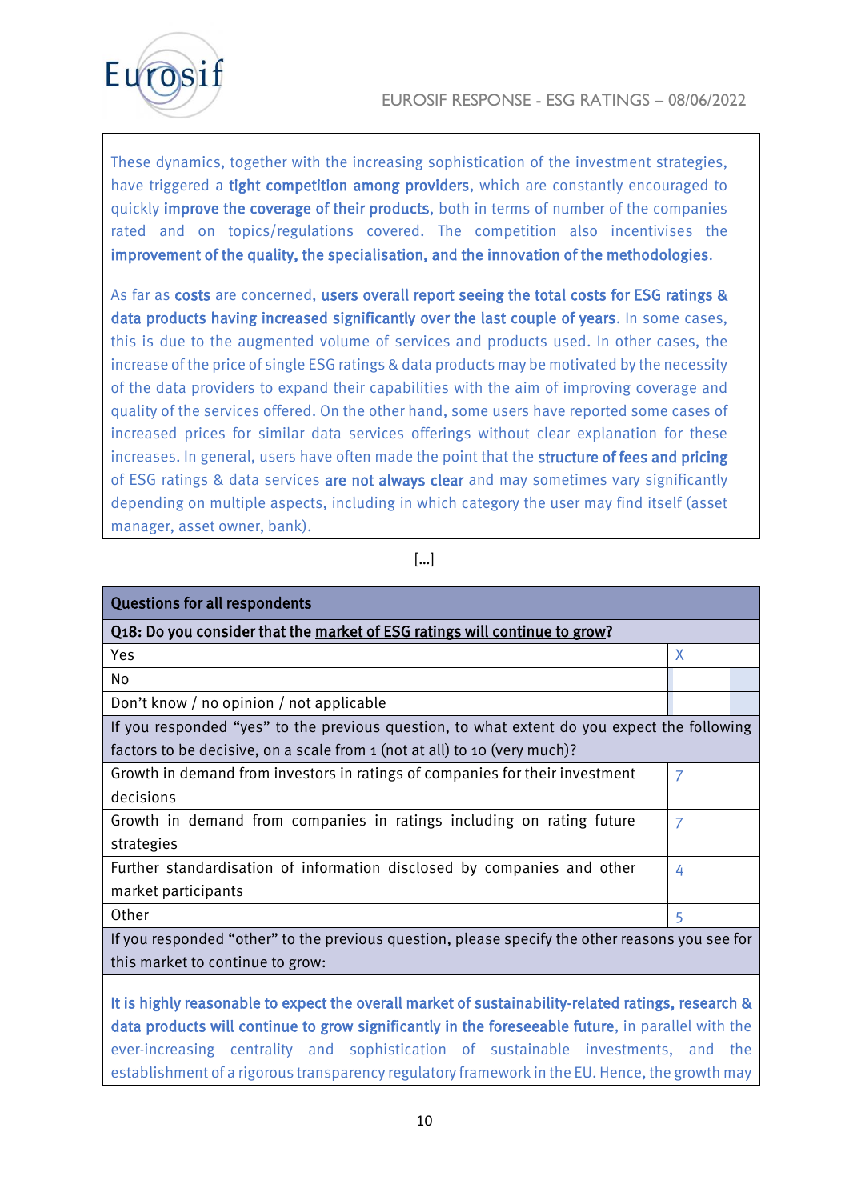These dynamics, together with the increasing sophistication of the investment strategies, have triggered a **tight competition among providers**, which are constantly encouraged to quickly **improve the coverage of their products**, both in terms of number of the companies rated and on topics/regulations covered. The competition also incentivises the **improvement of the quality, the specialisation, and the innovation of the methodologies**.

As far as **costs** are concerned, **users overall report seeing the total costs for ESG ratings & data products having increased significantly over the last couple of years**. In some cases, this is due to the augmented volume of services and products used. In other cases, the increase of the price of single ESG ratings & data products may be motivated by the necessity of the data providers to expand their capabilities with the aim of improving coverage and quality of the services offered. On the other hand, some users have reported some cases of increased prices for similar data services offerings without clear explanation for these increases. In general, users have often made the point that the **structure of fees and pricing** of ESG ratings & data services **are not always clear** and may sometimes vary significantly depending on multiple aspects, including in which category the user may find itself (asset manager, asset owner, bank).

[…]

| Questions for all respondents | |
|---|---|
| **Q18: Do you consider that the market of ESG ratings will continue to grow?** | |
| Yes | X |
| No | |
| Don't know / no opinion / not applicable | |
| If you responded "yes" to the previous question, to what extent do you expect the following factors to be decisive, on a scale from 1 (not at all) to 10 (very much)? | |
| Growth in demand from investors in ratings of companies for their investment decisions | 7 |
| Growth in demand from companies in ratings including on rating future strategies | 7 |
| Further standardisation of information disclosed by companies and other market participants | 4 |
| Other | 5 |
| If you responded "other" to the previous question, please specify the other reasons you see for this market to continue to grow: | |

**It is highly reasonable to expect the overall market of sustainability-related ratings, research & data products will continue to grow significantly in the foreseeable future**, in parallel with the ever-increasing centrality and sophistication of sustainable investments, and the establishment of a rigorous transparency regulatory framework in the EU. Hence, the growth may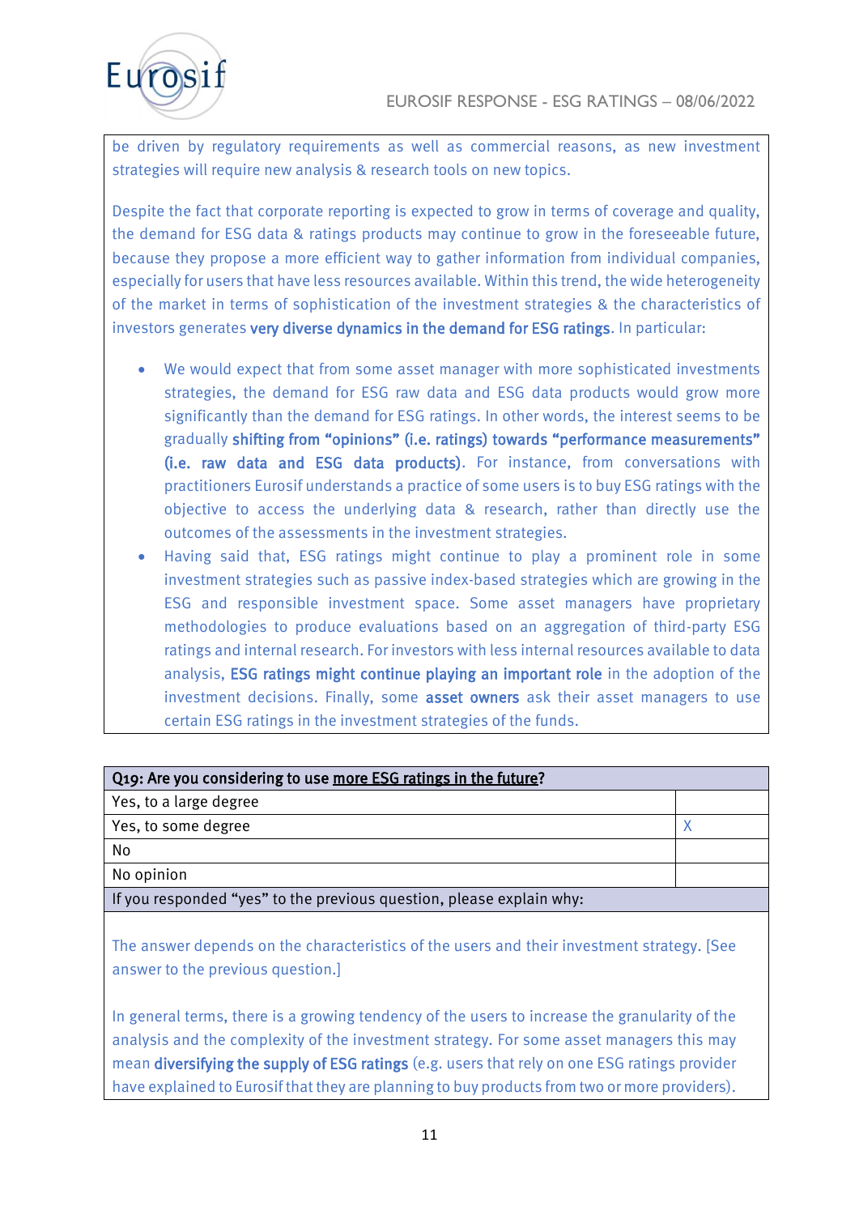be driven by regulatory requirements as well as commercial reasons, as new investment strategies will require new analysis & research tools on new topics.

Despite the fact that corporate reporting is expected to grow in terms of coverage and quality, the demand for ESG data & ratings products may continue to grow in the foreseeable future, because they propose a more efficient way to gather information from individual companies, especially for users that have less resources available. Within this trend, the wide heterogeneity of the market in terms of sophistication of the investment strategies & the characteristics of investors generates **very diverse dynamics in the demand for ESG ratings**. In particular:

- We would expect that from some asset manager with more sophisticated investments strategies, the demand for ESG raw data and ESG data products would grow more significantly than the demand for ESG ratings. In other words, the interest seems to be gradually **shifting from "opinions" (i.e. ratings) towards "performance measurements" (i.e. raw data and ESG data products)**. For instance, from conversations with practitioners Eurosif understands a practice of some users is to buy ESG ratings with the objective to access the underlying data & research, rather than directly use the outcomes of the assessments in the investment strategies.
- Having said that, ESG ratings might continue to play a prominent role in some investment strategies such as passive index-based strategies which are growing in the ESG and responsible investment space. Some asset managers have proprietary methodologies to produce evaluations based on an aggregation of third-party ESG ratings and internal research. For investors with less internal resources available to data analysis, **ESG ratings might continue playing an important role** in the adoption of the investment decisions. Finally, some **asset owners** ask their asset managers to use certain ESG ratings in the investment strategies of the funds.

| **Q19: Are you considering to use <u>more ESG ratings in the future</u>?** | |
|---|---|
| Yes, to a large degree | |
| Yes, to some degree | X |
| No | |
| No opinion | |
| If you responded "yes" to the previous question, please explain why: | |

The answer depends on the characteristics of the users and their investment strategy. [See answer to the previous question.]

In general terms, there is a growing tendency of the users to increase the granularity of the analysis and the complexity of the investment strategy. For some asset managers this may mean **diversifying the supply of ESG ratings** (e.g. users that rely on one ESG ratings provider have explained to Eurosif that they are planning to buy products from two or more providers).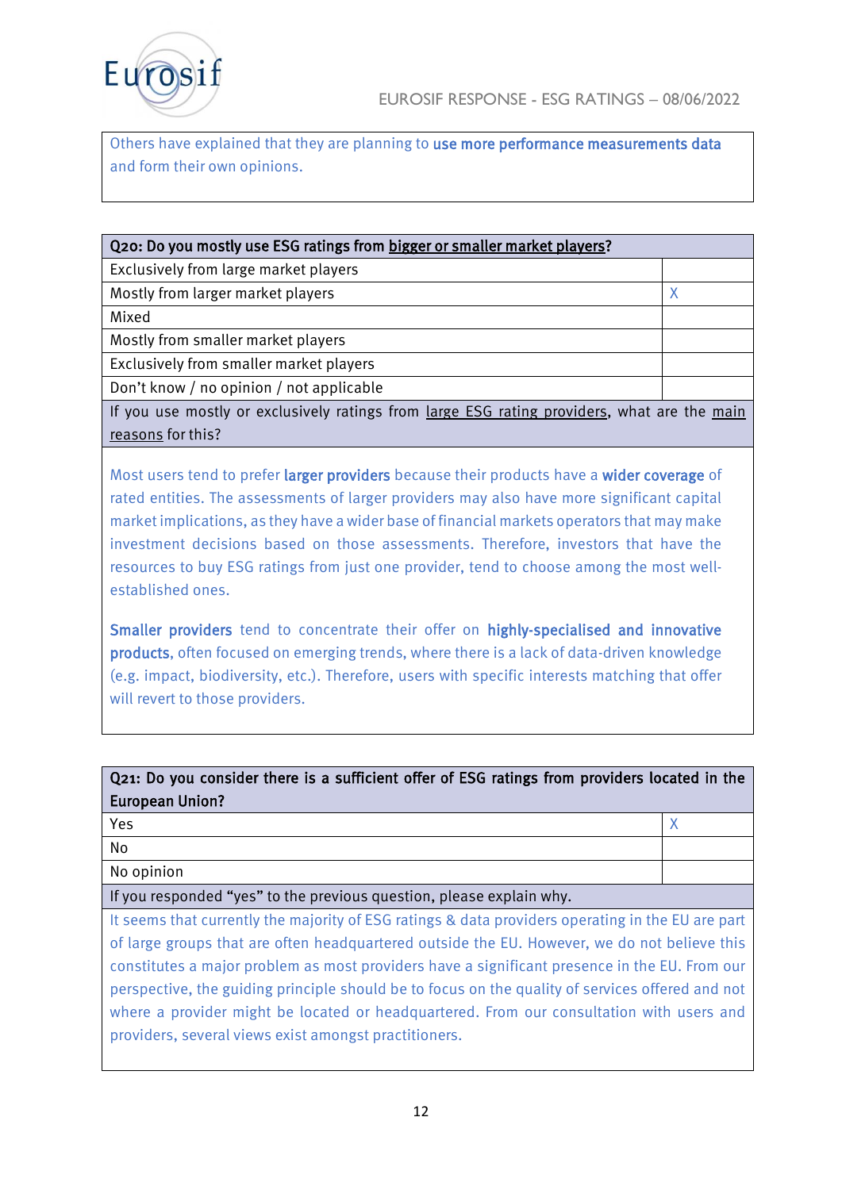Others have explained that they are planning to **use more performance measurements data** and form their own opinions.

| Q20: Do you mostly use ESG ratings from bigger or smaller market players? | |
|---|---|
| Exclusively from large market players | |
| Mostly from larger market players | X |
| Mixed | |
| Mostly from smaller market players | |
| Exclusively from smaller market players | |
| Don't know / no opinion / not applicable | |

**If you use mostly or exclusively ratings from large ESG rating providers, what are the main reasons for this?**

Most users tend to prefer **larger providers** because their products have a **wider coverage** of rated entities. The assessments of larger providers may also have more significant capital market implications, as they have a wider base of financial markets operators that may make investment decisions based on those assessments. Therefore, investors that have the resources to buy ESG ratings from just one provider, tend to choose among the most well-established ones.

**Smaller providers** tend to concentrate their offer on **highly-specialised and innovative products**, often focused on emerging trends, where there is a lack of data-driven knowledge (e.g. impact, biodiversity, etc.). Therefore, users with specific interests matching that offer will revert to those providers.

| Q21: Do you consider there is a sufficient offer of ESG ratings from providers located in the European Union? | |
|---|---|
| Yes | X |
| No | |
| No opinion | |

**If you responded "yes" to the previous question, please explain why.**

It seems that currently the majority of ESG ratings & data providers operating in the EU are part of large groups that are often headquartered outside the EU. However, we do not believe this constitutes a major problem as most providers have a significant presence in the EU. From our perspective, the guiding principle should be to focus on the quality of services offered and not where a provider might be located or headquartered. From our consultation with users and providers, several views exist amongst practitioners.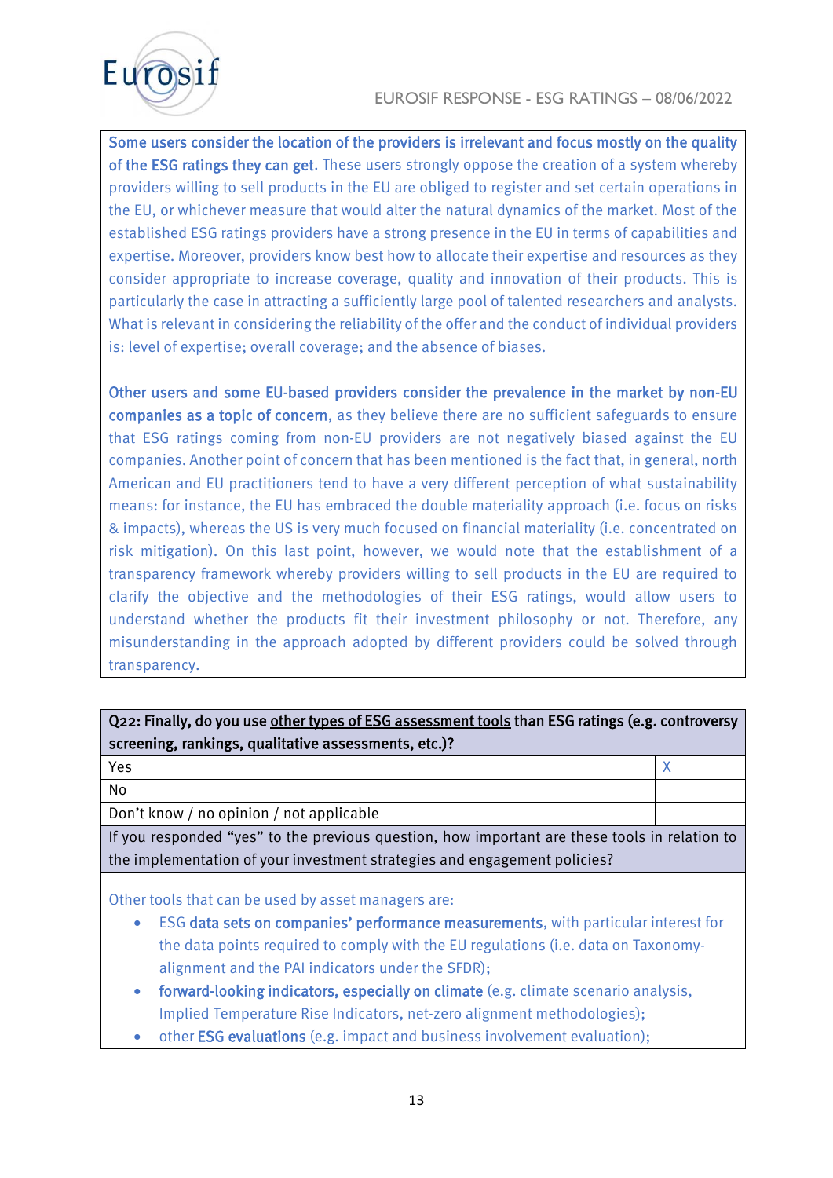**Some users consider the location of the providers is irrelevant and focus mostly on the quality of the ESG ratings they can get**. These users strongly oppose the creation of a system whereby providers willing to sell products in the EU are obliged to register and set certain operations in the EU, or whichever measure that would alter the natural dynamics of the market. Most of the established ESG ratings providers have a strong presence in the EU in terms of capabilities and expertise. Moreover, providers know best how to allocate their expertise and resources as they consider appropriate to increase coverage, quality and innovation of their products. This is particularly the case in attracting a sufficiently large pool of talented researchers and analysts. What is relevant in considering the reliability of the offer and the conduct of individual providers is: level of expertise; overall coverage; and the absence of biases.

**Other users and some EU-based providers consider the prevalence in the market by non-EU companies as a topic of concern**, as they believe there are no sufficient safeguards to ensure that ESG ratings coming from non-EU providers are not negatively biased against the EU companies. Another point of concern that has been mentioned is the fact that, in general, north American and EU practitioners tend to have a very different perception of what sustainability means: for instance, the EU has embraced the double materiality approach (i.e. focus on risks & impacts), whereas the US is very much focused on financial materiality (i.e. concentrated on risk mitigation). On this last point, however, we would note that the establishment of a transparency framework whereby providers willing to sell products in the EU are required to clarify the objective and the methodologies of their ESG ratings, would allow users to understand whether the products fit their investment philosophy or not. Therefore, any misunderstanding in the approach adopted by different providers could be solved through transparency.

| Q22: Finally, do you use other types of ESG assessment tools than ESG ratings (e.g. controversy screening, rankings, qualitative assessments, etc.)? | |
|---|---|
| Yes | X |
| No | |
| Don't know / no opinion / not applicable | |

If you responded "yes" to the previous question, how important are these tools in relation to the implementation of your investment strategies and engagement policies?

Other tools that can be used by asset managers are:

- ESG **data sets on companies' performance measurements**, with particular interest for the data points required to comply with the EU regulations (i.e. data on Taxonomy-alignment and the PAI indicators under the SFDR);
- **forward-looking indicators, especially on climate** (e.g. climate scenario analysis, Implied Temperature Rise Indicators, net-zero alignment methodologies);
- other **ESG evaluations** (e.g. impact and business involvement evaluation);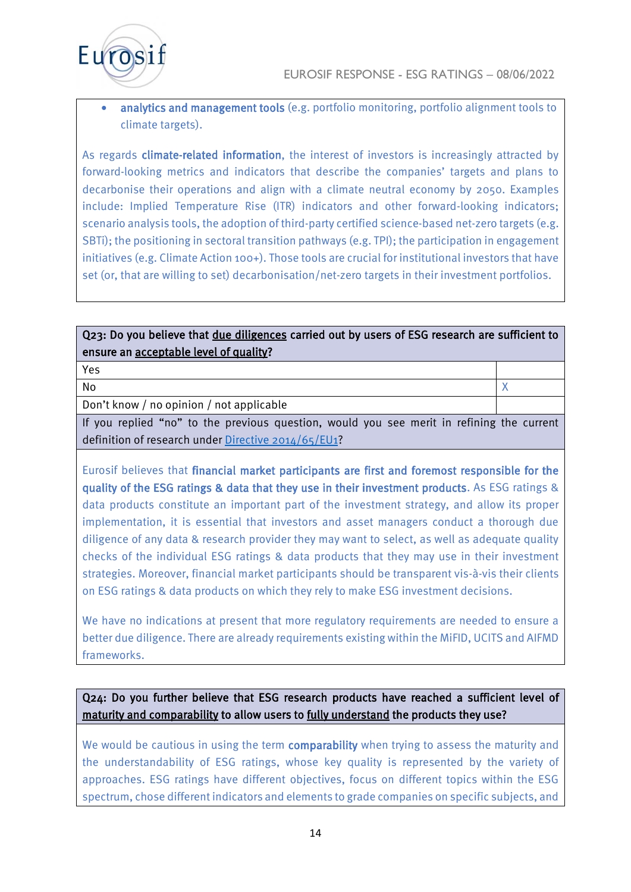- **analytics and management tools** (e.g. portfolio monitoring, portfolio alignment tools to climate targets).

As regards **climate-related information**, the interest of investors is increasingly attracted by forward-looking metrics and indicators that describe the companies' targets and plans to decarbonise their operations and align with a climate neutral economy by 2050. Examples include: Implied Temperature Rise (ITR) indicators and other forward-looking indicators; scenario analysis tools, the adoption of third-party certified science-based net-zero targets (e.g. SBTi); the positioning in sectoral transition pathways (e.g. TPI); the participation in engagement initiatives (e.g. Climate Action 100+). Those tools are crucial for institutional investors that have set (or, that are willing to set) decarbonisation/net-zero targets in their investment portfolios.

**Q23: Do you believe that due diligences carried out by users of ESG research are sufficient to ensure an acceptable level of quality?**

| | |
|---|---|
| Yes | |
| No | X |
| Don't know / no opinion / not applicable | |

If you replied "no" to the previous question, would you see merit in refining the current definition of research under Directive 2014/65/EU1?

Eurosif believes that **financial market participants are first and foremost responsible for the quality of the ESG ratings & data that they use in their investment products**. As ESG ratings & data products constitute an important part of the investment strategy, and allow its proper implementation, it is essential that investors and asset managers conduct a thorough due diligence of any data & research provider they may want to select, as well as adequate quality checks of the individual ESG ratings & data products that they may use in their investment strategies. Moreover, financial market participants should be transparent vis-à-vis their clients on ESG ratings & data products on which they rely to make ESG investment decisions.

We have no indications at present that more regulatory requirements are needed to ensure a better due diligence. There are already requirements existing within the MiFID, UCITS and AIFMD frameworks.

**Q24: Do you further believe that ESG research products have reached a sufficient level of maturity and comparability to allow users to fully understand the products they use?**

We would be cautious in using the term **comparability** when trying to assess the maturity and the understandability of ESG ratings, whose key quality is represented by the variety of approaches. ESG ratings have different objectives, focus on different topics within the ESG spectrum, chose different indicators and elements to grade companies on specific subjects, and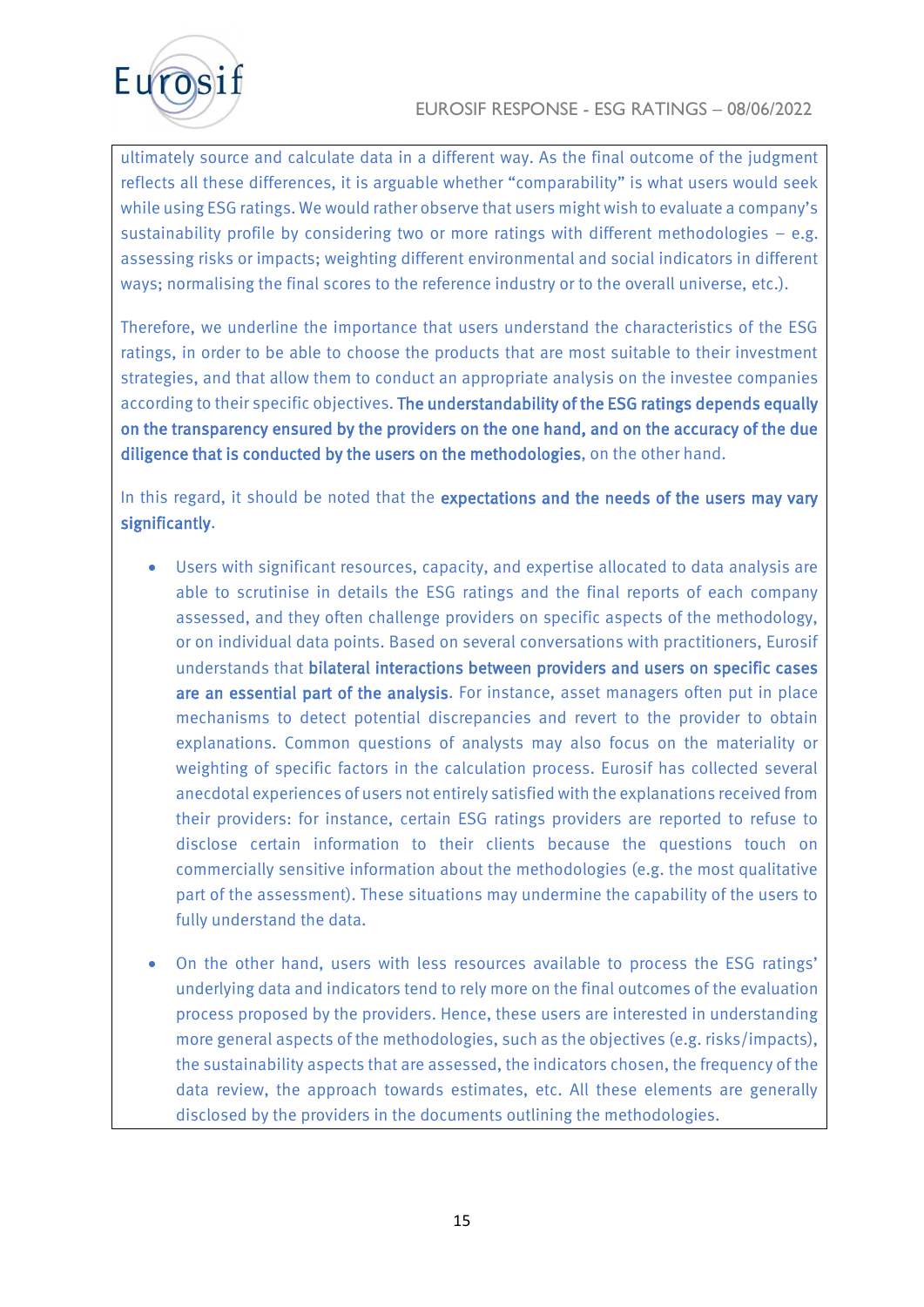ultimately source and calculate data in a different way. As the final outcome of the judgment reflects all these differences, it is arguable whether "comparability" is what users would seek while using ESG ratings. We would rather observe that users might wish to evaluate a company's sustainability profile by considering two or more ratings with different methodologies – e.g. assessing risks or impacts; weighting different environmental and social indicators in different ways; normalising the final scores to the reference industry or to the overall universe, etc.).

Therefore, we underline the importance that users understand the characteristics of the ESG ratings, in order to be able to choose the products that are most suitable to their investment strategies, and that allow them to conduct an appropriate analysis on the investee companies according to their specific objectives. **The understandability of the ESG ratings depends equally on the transparency ensured by the providers on the one hand, and on the accuracy of the due diligence that is conducted by the users on the methodologies**, on the other hand.

In this regard, it should be noted that the **expectations and the needs of the users may vary significantly**.

- Users with significant resources, capacity, and expertise allocated to data analysis are able to scrutinise in details the ESG ratings and the final reports of each company assessed, and they often challenge providers on specific aspects of the methodology, or on individual data points. Based on several conversations with practitioners, Eurosif understands that **bilateral interactions between providers and users on specific cases are an essential part of the analysis**. For instance, asset managers often put in place mechanisms to detect potential discrepancies and revert to the provider to obtain explanations. Common questions of analysts may also focus on the materiality or weighting of specific factors in the calculation process. Eurosif has collected several anecdotal experiences of users not entirely satisfied with the explanations received from their providers: for instance, certain ESG ratings providers are reported to refuse to disclose certain information to their clients because the questions touch on commercially sensitive information about the methodologies (e.g. the most qualitative part of the assessment). These situations may undermine the capability of the users to fully understand the data.

- On the other hand, users with less resources available to process the ESG ratings' underlying data and indicators tend to rely more on the final outcomes of the evaluation process proposed by the providers. Hence, these users are interested in understanding more general aspects of the methodologies, such as the objectives (e.g. risks/impacts), the sustainability aspects that are assessed, the indicators chosen, the frequency of the data review, the approach towards estimates, etc. All these elements are generally disclosed by the providers in the documents outlining the methodologies.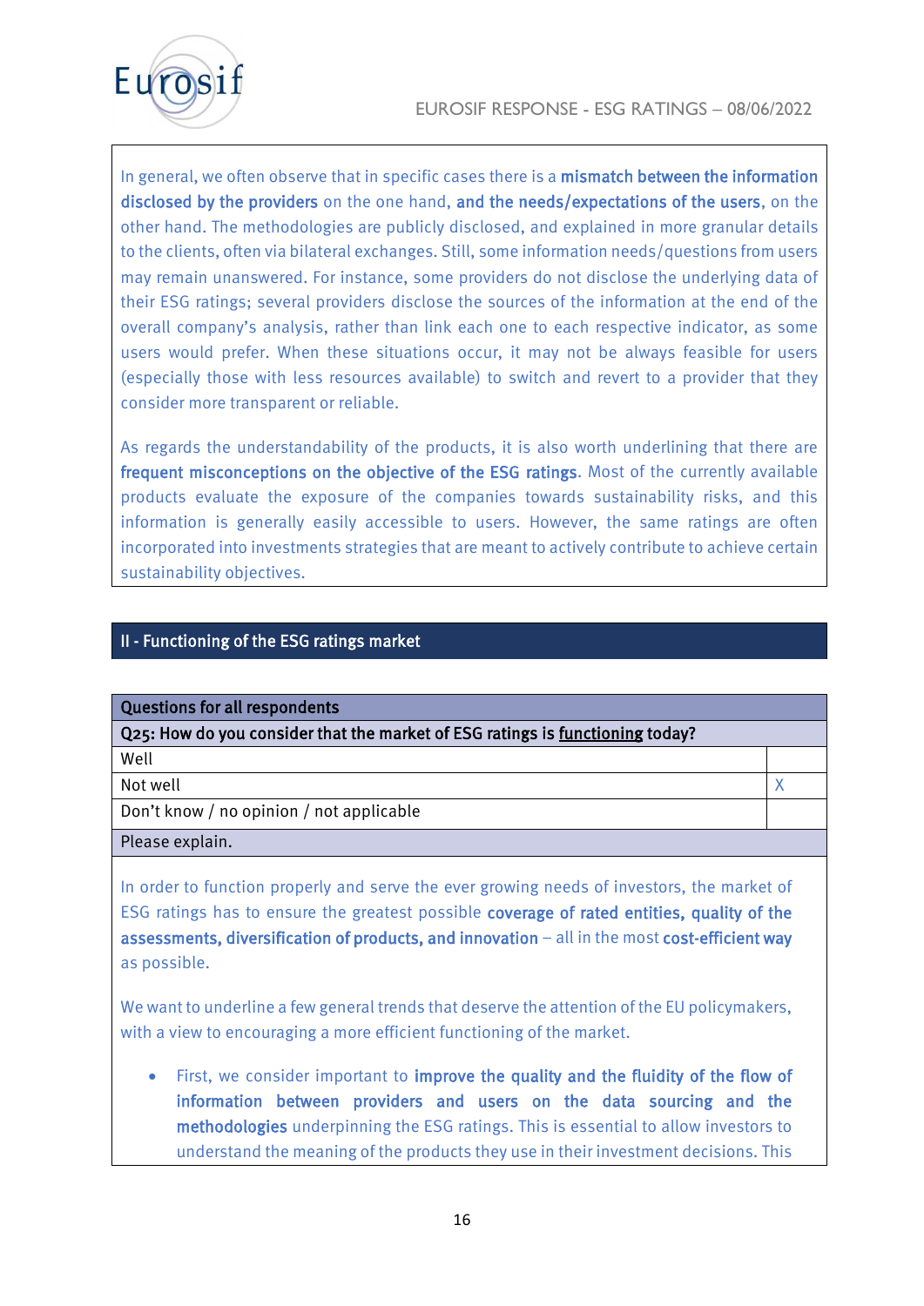In general, we often observe that in specific cases there is a **mismatch between the information disclosed by the providers** on the one hand, **and the needs/expectations of the users**, on the other hand. The methodologies are publicly disclosed, and explained in more granular details to the clients, often via bilateral exchanges. Still, some information needs/questions from users may remain unanswered. For instance, some providers do not disclose the underlying data of their ESG ratings; several providers disclose the sources of the information at the end of the overall company's analysis, rather than link each one to each respective indicator, as some users would prefer. When these situations occur, it may not be always feasible for users (especially those with less resources available) to switch and revert to a provider that they consider more transparent or reliable.

As regards the understandability of the products, it is also worth underlining that there are **frequent misconceptions on the objective of the ESG ratings**. Most of the currently available products evaluate the exposure of the companies towards sustainability risks, and this information is generally easily accessible to users. However, the same ratings are often incorporated into investments strategies that are meant to actively contribute to achieve certain sustainability objectives.

## II - Functioning of the ESG ratings market

| Questions for all respondents | |
|---|---|
| **Q25: How do you consider that the market of ESG ratings is functioning today?** | |
| Well | |
| Not well | X |
| Don't know / no opinion / not applicable | |
| Please explain. | |

In order to function properly and serve the ever growing needs of investors, the market of ESG ratings has to ensure the greatest possible **coverage of rated entities, quality of the assessments, diversification of products, and innovation** – all in the most **cost-efficient way** as possible.

We want to underline a few general trends that deserve the attention of the EU policymakers, with a view to encouraging a more efficient functioning of the market.

- First, we consider important to **improve the quality and the fluidity of the flow of information between providers and users on the data sourcing and the methodologies** underpinning the ESG ratings. This is essential to allow investors to understand the meaning of the products they use in their investment decisions. This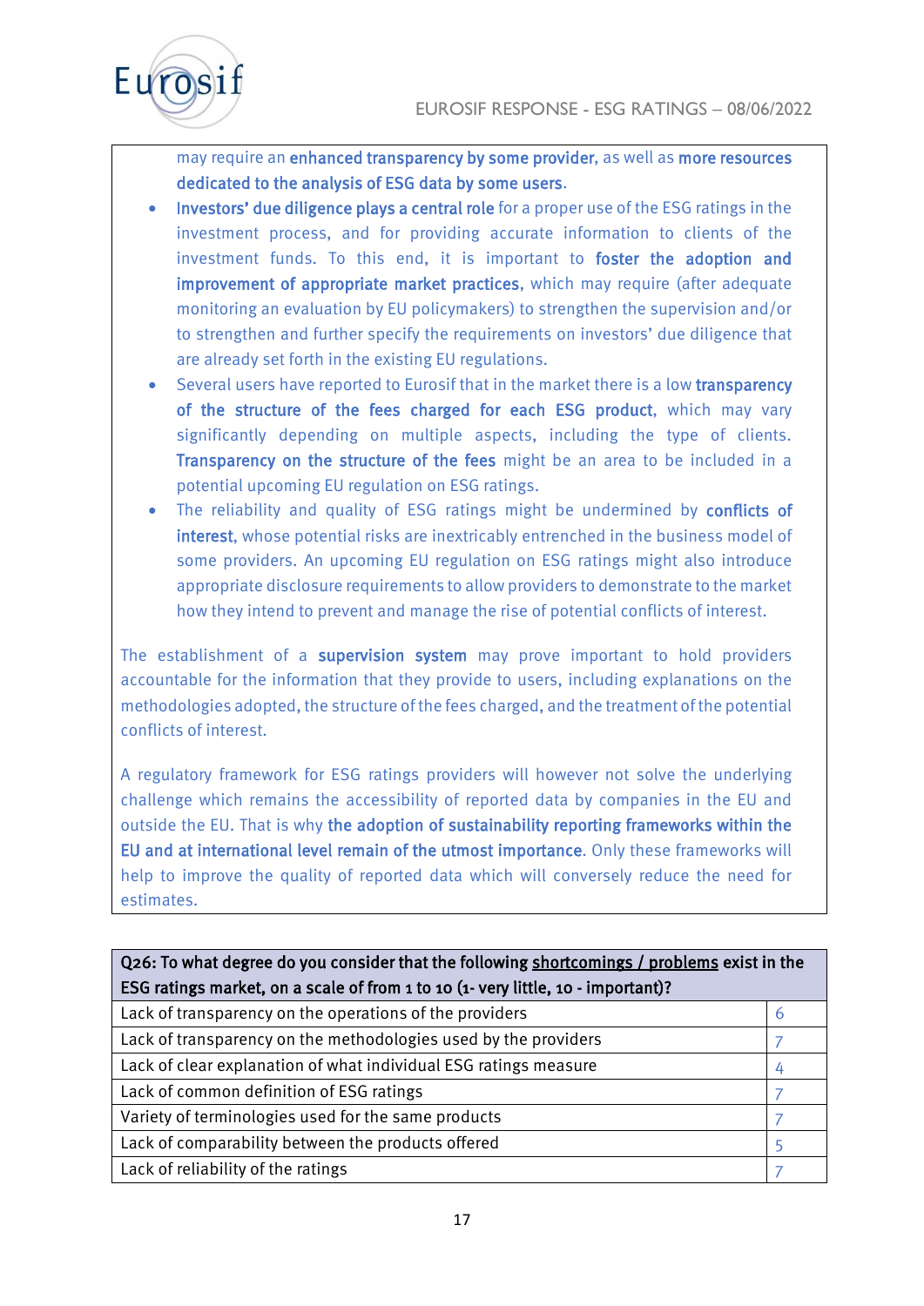may require an **enhanced transparency by some provider**, as well as **more resources dedicated to the analysis of ESG data by some users**.

- **Investors' due diligence plays a central role** for a proper use of the ESG ratings in the investment process, and for providing accurate information to clients of the investment funds. To this end, it is important to **foster the adoption and improvement of appropriate market practices**, which may require (after adequate monitoring an evaluation by EU policymakers) to strengthen the supervision and/or to strengthen and further specify the requirements on investors' due diligence that are already set forth in the existing EU regulations.
- Several users have reported to Eurosif that in the market there is a low **transparency of the structure of the fees charged for each ESG product**, which may vary significantly depending on multiple aspects, including the type of clients. **Transparency on the structure of the fees** might be an area to be included in a potential upcoming EU regulation on ESG ratings.
- The reliability and quality of ESG ratings might be undermined by **conflicts of interest**, whose potential risks are inextricably entrenched in the business model of some providers. An upcoming EU regulation on ESG ratings might also introduce appropriate disclosure requirements to allow providers to demonstrate to the market how they intend to prevent and manage the rise of potential conflicts of interest.

The establishment of a **supervision system** may prove important to hold providers accountable for the information that they provide to users, including explanations on the methodologies adopted, the structure of the fees charged, and the treatment of the potential conflicts of interest.

A regulatory framework for ESG ratings providers will however not solve the underlying challenge which remains the accessibility of reported data by companies in the EU and outside the EU. That is why **the adoption of sustainability reporting frameworks within the EU and at international level remain of the utmost importance**. Only these frameworks will help to improve the quality of reported data which will conversely reduce the need for estimates.

| **Q26: To what degree do you consider that the following shortcomings / problems exist in the ESG ratings market, on a scale of from 1 to 10 (1- very little, 10 - important)?** | |
|---|---|
| Lack of transparency on the operations of the providers | 6 |
| Lack of transparency on the methodologies used by the providers | 7 |
| Lack of clear explanation of what individual ESG ratings measure | 4 |
| Lack of common definition of ESG ratings | 7 |
| Variety of terminologies used for the same products | 7 |
| Lack of comparability between the products offered | 5 |
| Lack of reliability of the ratings | 7 |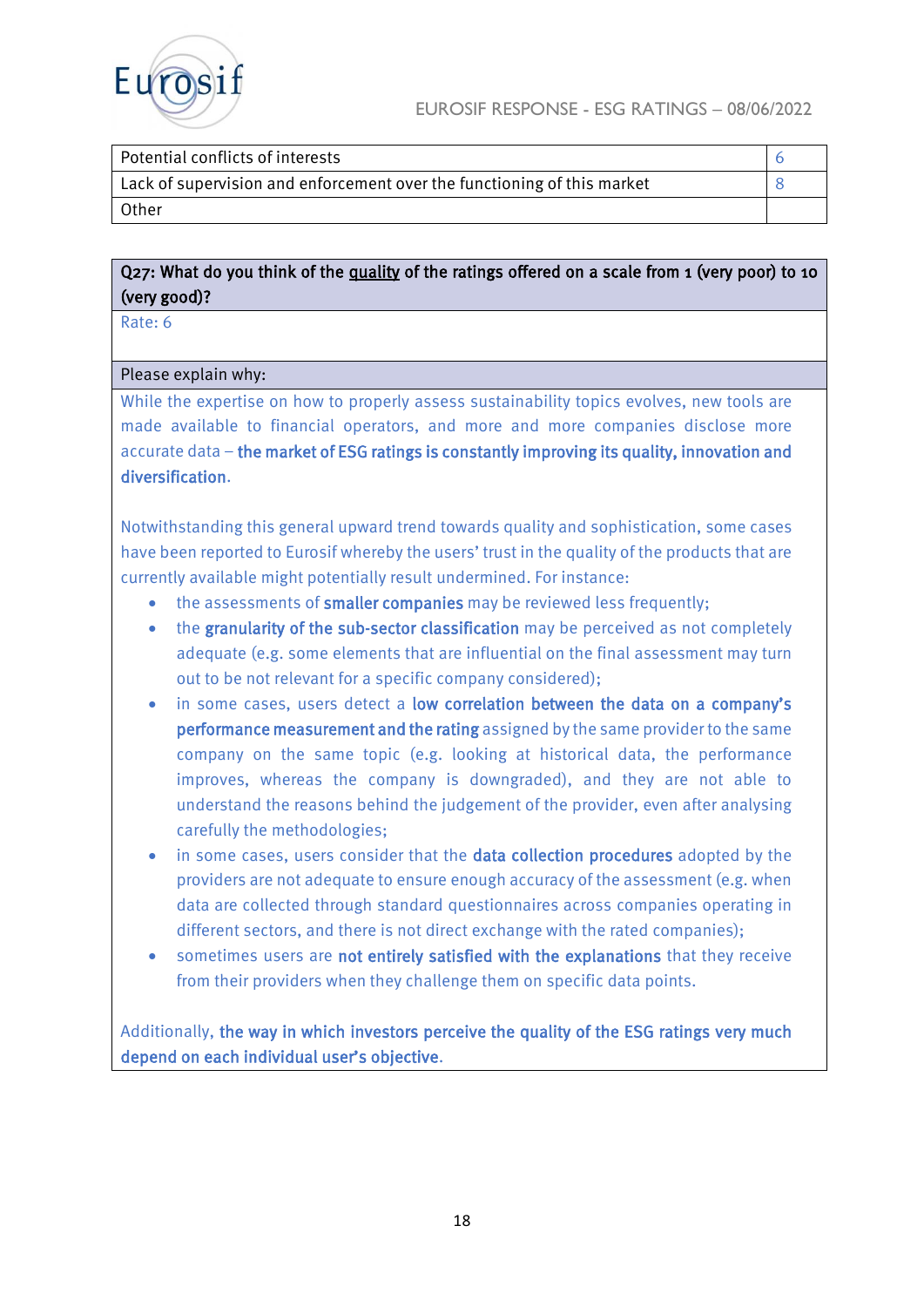| Potential conflicts of interests | 6 |
|---|---|
| Lack of supervision and enforcement over the functioning of this market | 8 |
| Other | |

**Q27: What do you think of the quality of the ratings offered on a scale from 1 (very poor) to 10 (very good)?**

Rate: 6

Please explain why:

While the expertise on how to properly assess sustainability topics evolves, new tools are made available to financial operators, and more and more companies disclose more accurate data – **the market of ESG ratings is constantly improving its quality, innovation and diversification**.

Notwithstanding this general upward trend towards quality and sophistication, some cases have been reported to Eurosif whereby the users' trust in the quality of the products that are currently available might potentially result undermined. For instance:

- the assessments of **smaller companies** may be reviewed less frequently;
- the **granularity of the sub-sector classification** may be perceived as not completely adequate (e.g. some elements that are influential on the final assessment may turn out to be not relevant for a specific company considered);
- in some cases, users detect a **low correlation between the data on a company's performance measurement and the rating** assigned by the same provider to the same company on the same topic (e.g. looking at historical data, the performance improves, whereas the company is downgraded), and they are not able to understand the reasons behind the judgement of the provider, even after analysing carefully the methodologies;
- in some cases, users consider that the **data collection procedures** adopted by the providers are not adequate to ensure enough accuracy of the assessment (e.g. when data are collected through standard questionnaires across companies operating in different sectors, and there is not direct exchange with the rated companies);
- sometimes users are **not entirely satisfied with the explanations** that they receive from their providers when they challenge them on specific data points.

Additionally, **the way in which investors perceive the quality of the ESG ratings very much depend on each individual user's objective**.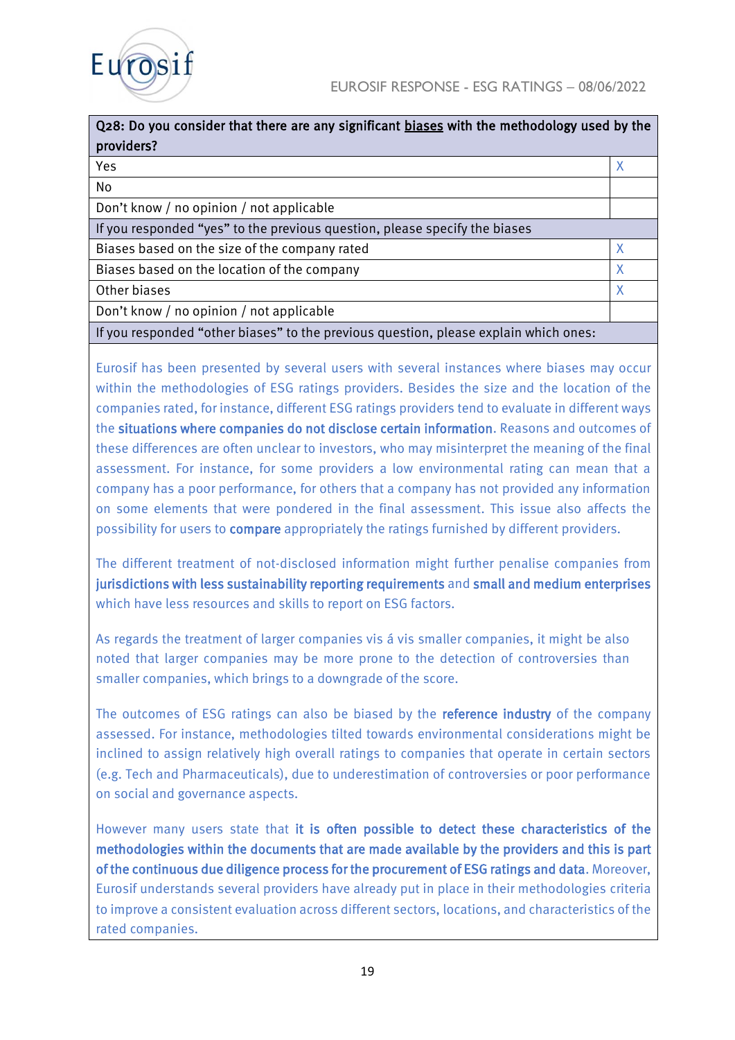| Q28: Do you consider that there are any significant <u>biases</u> with the methodology used by the providers? | |
|---|---|
| Yes | X |
| No | |
| Don't know / no opinion / not applicable | |
| **If you responded "yes" to the previous question, please specify the biases** | |
| Biases based on the size of the company rated | X |
| Biases based on the location of the company | X |
| Other biases | X |
| Don't know / no opinion / not applicable | |
| **If you responded "other biases" to the previous question, please explain which ones:** | |

Eurosif has been presented by several users with several instances where biases may occur within the methodologies of ESG ratings providers. Besides the size and the location of the companies rated, for instance, different ESG ratings providers tend to evaluate in different ways the **situations where companies do not disclose certain information**. Reasons and outcomes of these differences are often unclear to investors, who may misinterpret the meaning of the final assessment. For instance, for some providers a low environmental rating can mean that a company has a poor performance, for others that a company has not provided any information on some elements that were pondered in the final assessment. This issue also affects the possibility for users to **compare** appropriately the ratings furnished by different providers.

The different treatment of not-disclosed information might further penalise companies from **jurisdictions with less sustainability reporting requirements** and **small and medium enterprises** which have less resources and skills to report on ESG factors.

As regards the treatment of larger companies vis á vis smaller companies, it might be also noted that larger companies may be more prone to the detection of controversies than smaller companies, which brings to a downgrade of the score.

The outcomes of ESG ratings can also be biased by the **reference industry** of the company assessed. For instance, methodologies tilted towards environmental considerations might be inclined to assign relatively high overall ratings to companies that operate in certain sectors (e.g. Tech and Pharmaceuticals), due to underestimation of controversies or poor performance on social and governance aspects.

However many users state that **it is often possible to detect these characteristics of the methodologies within the documents that are made available by the providers and this is part of the continuous due diligence process for the procurement of ESG ratings and data**. Moreover, Eurosif understands several providers have already put in place in their methodologies criteria to improve a consistent evaluation across different sectors, locations, and characteristics of the rated companies.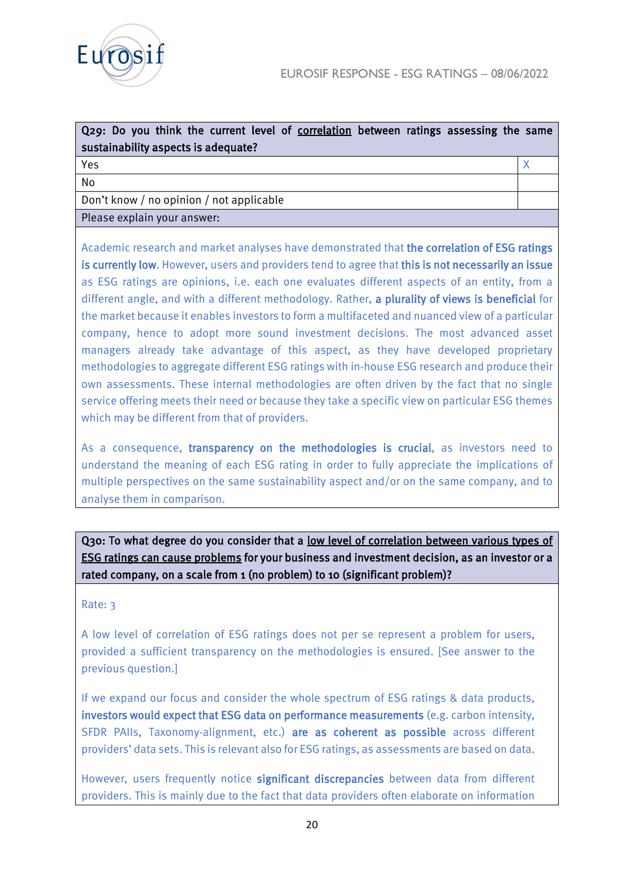| **Q29: Do you think the current level of correlation between ratings assessing the same sustainability aspects is adequate?** | |
|---|---|
| Yes | X |
| No | |
| Don't know / no opinion / not applicable | |
| Please explain your answer: | |

Academic research and market analyses have demonstrated that **the correlation of ESG ratings is currently low**. However, users and providers tend to agree that **this is not necessarily an issue** as ESG ratings are opinions, i.e. each one evaluates different aspects of an entity, from a different angle, and with a different methodology. Rather, **a plurality of views is beneficial** for the market because it enables investors to form a multifaceted and nuanced view of a particular company, hence to adopt more sound investment decisions. The most advanced asset managers already take advantage of this aspect, as they have developed proprietary methodologies to aggregate different ESG ratings with in-house ESG research and produce their own assessments. These internal methodologies are often driven by the fact that no single service offering meets their need or because they take a specific view on particular ESG themes which may be different from that of providers.

As a consequence, **transparency on the methodologies is crucial**, as investors need to understand the meaning of each ESG rating in order to fully appreciate the implications of multiple perspectives on the same sustainability aspect and/or on the same company, and to analyse them in comparison.

**Q30: To what degree do you consider that a low level of correlation between various types of ESG ratings can cause problems for your business and investment decision, as an investor or a rated company, on a scale from 1 (no problem) to 10 (significant problem)?**

Rate: 3

A low level of correlation of ESG ratings does not per se represent a problem for users, provided a sufficient transparency on the methodologies is ensured. [See answer to the previous question.]

If we expand our focus and consider the whole spectrum of ESG ratings & data products, **investors would expect that ESG data on performance measurements** (e.g. carbon intensity, SFDR PAIIs, Taxonomy-alignment, etc.) **are as coherent as possible** across different providers' data sets. This is relevant also for ESG ratings, as assessments are based on data.

However, users frequently notice **significant discrepancies** between data from different providers. This is mainly due to the fact that data providers often elaborate on information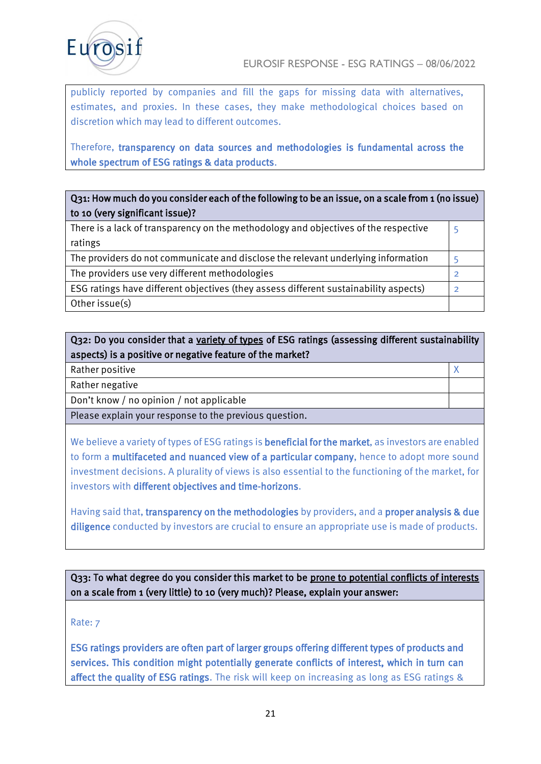publicly reported by companies and fill the gaps for missing data with alternatives, estimates, and proxies. In these cases, they make methodological choices based on discretion which may lead to different outcomes.

Therefore, **transparency on data sources and methodologies is fundamental across the whole spectrum of ESG ratings & data products**.

| **Q31: How much do you consider each of the following to be an issue, on a scale from 1 (no issue) to 10 (very significant issue)?** | |
|---|---|
| There is a lack of transparency on the methodology and objectives of the respective ratings | 5 |
| The providers do not communicate and disclose the relevant underlying information | 5 |
| The providers use very different methodologies | 2 |
| ESG ratings have different objectives (they assess different sustainability aspects) | 2 |
| Other issue(s) | |

| **Q32: Do you consider that a <u>variety of types</u> of ESG ratings (assessing different sustainability aspects) is a positive or negative feature of the market?** | |
|---|---|
| Rather positive | X |
| Rather negative | |
| Don't know / no opinion / not applicable | |

Please explain your response to the previous question.

We believe a variety of types of ESG ratings is **beneficial for the market**, as investors are enabled to form a **multifaceted and nuanced view of a particular company**, hence to adopt more sound investment decisions. A plurality of views is also essential to the functioning of the market, for investors with **different objectives and time-horizons**.

Having said that, **transparency on the methodologies** by providers, and a **proper analysis & due diligence** conducted by investors are crucial to ensure an appropriate use is made of products.

**Q33: To what degree do you consider this market to be <u>prone to potential conflicts of interests</u> on a scale from 1 (very little) to 10 (very much)? Please, explain your answer:**

Rate: 7

**ESG ratings providers are often part of larger groups offering different types of products and services. This condition might potentially generate conflicts of interest, which in turn can affect the quality of ESG ratings**. The risk will keep on increasing as long as ESG ratings &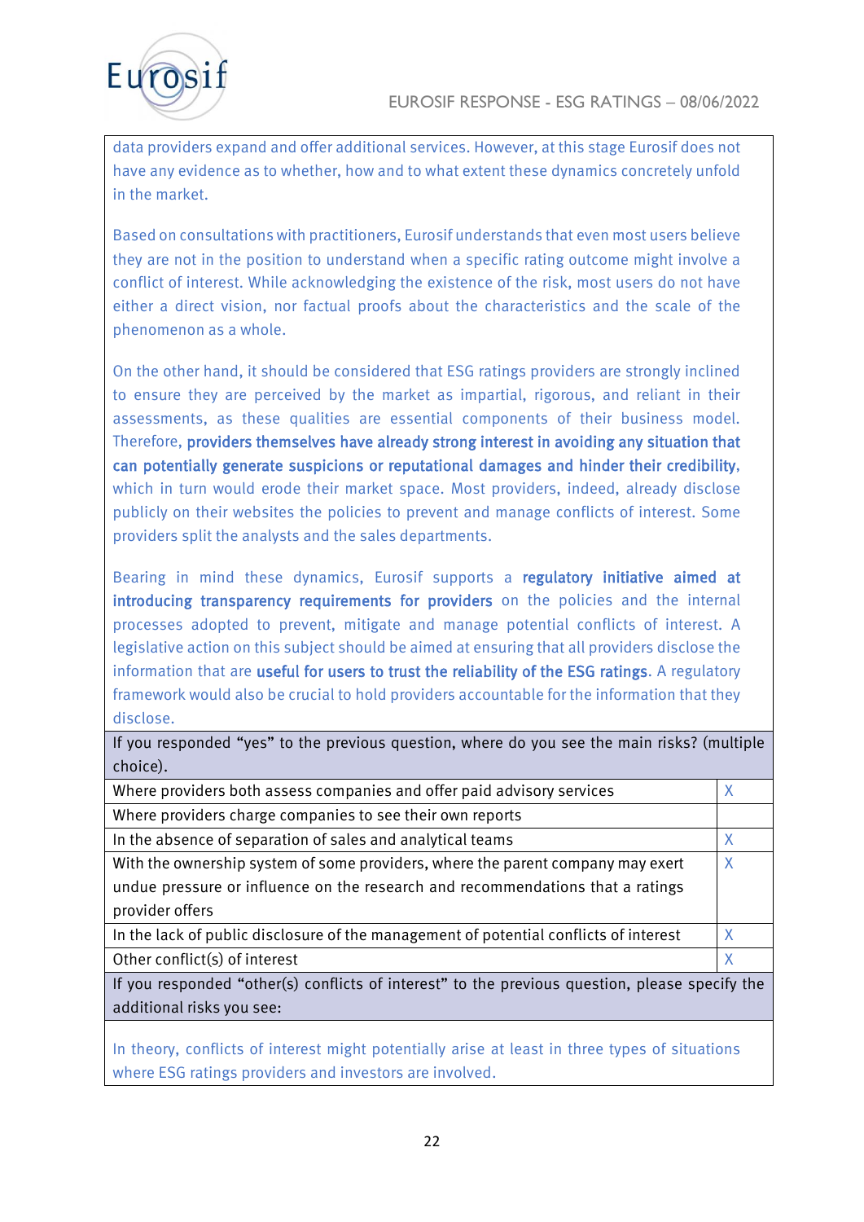data providers expand and offer additional services. However, at this stage Eurosif does not have any evidence as to whether, how and to what extent these dynamics concretely unfold in the market.

Based on consultations with practitioners, Eurosif understands that even most users believe they are not in the position to understand when a specific rating outcome might involve a conflict of interest. While acknowledging the existence of the risk, most users do not have either a direct vision, nor factual proofs about the characteristics and the scale of the phenomenon as a whole.

On the other hand, it should be considered that ESG ratings providers are strongly inclined to ensure they are perceived by the market as impartial, rigorous, and reliant in their assessments, as these qualities are essential components of their business model. Therefore, **providers themselves have already strong interest in avoiding any situation that can potentially generate suspicions or reputational damages and hinder their credibility**, which in turn would erode their market space. Most providers, indeed, already disclose publicly on their websites the policies to prevent and manage conflicts of interest. Some providers split the analysts and the sales departments.

Bearing in mind these dynamics, Eurosif supports a **regulatory initiative aimed at introducing transparency requirements for providers** on the policies and the internal processes adopted to prevent, mitigate and manage potential conflicts of interest. A legislative action on this subject should be aimed at ensuring that all providers disclose the information that are **useful for users to trust the reliability of the ESG ratings**. A regulatory framework would also be crucial to hold providers accountable for the information that they disclose.

| If you responded "yes" to the previous question, where do you see the main risks? (multiple choice). | |
|---|---|
| Where providers both assess companies and offer paid advisory services | X |
| Where providers charge companies to see their own reports | |
| In the absence of separation of sales and analytical teams | X |
| With the ownership system of some providers, where the parent company may exert undue pressure or influence on the research and recommendations that a ratings provider offers | X |
| In the lack of public disclosure of the management of potential conflicts of interest | X |
| Other conflict(s) of interest | X |

If you responded "other(s) conflicts of interest" to the previous question, please specify the additional risks you see:

In theory, conflicts of interest might potentially arise at least in three types of situations where ESG ratings providers and investors are involved.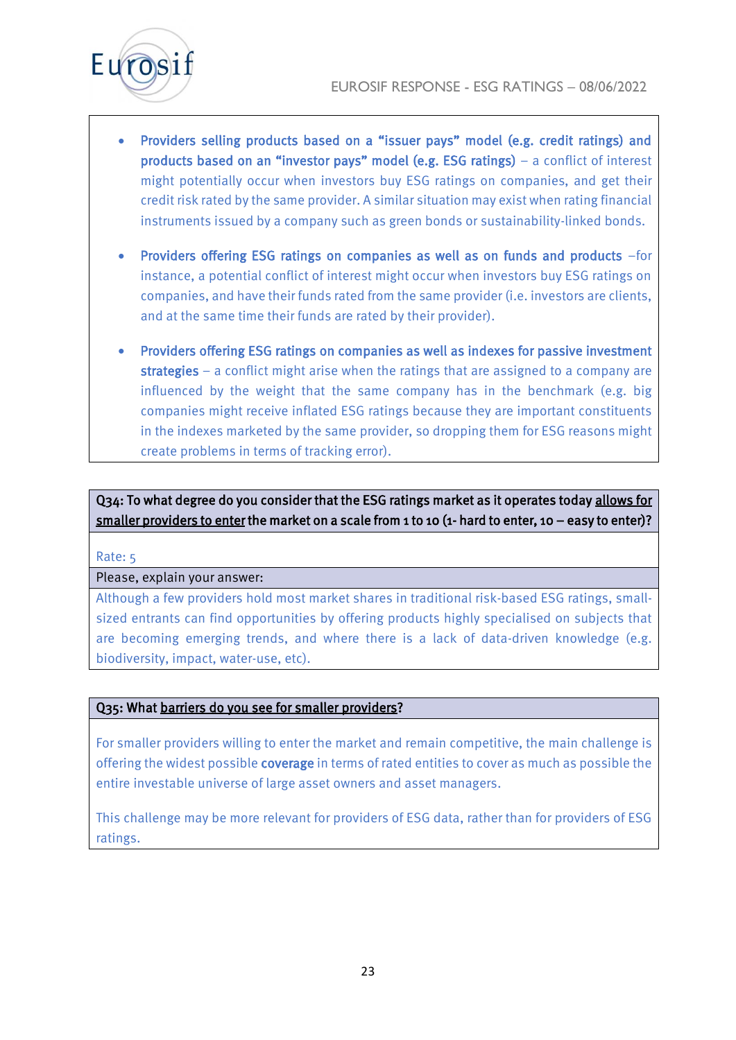- **Providers selling products based on a "issuer pays" model (e.g. credit ratings) and products based on an "investor pays" model (e.g. ESG ratings)** – a conflict of interest might potentially occur when investors buy ESG ratings on companies, and get their credit risk rated by the same provider. A similar situation may exist when rating financial instruments issued by a company such as green bonds or sustainability-linked bonds.
- **Providers offering ESG ratings on companies as well as on funds and products** –for instance, a potential conflict of interest might occur when investors buy ESG ratings on companies, and have their funds rated from the same provider (i.e. investors are clients, and at the same time their funds are rated by their provider).
- **Providers offering ESG ratings on companies as well as indexes for passive investment strategies** – a conflict might arise when the ratings that are assigned to a company are influenced by the weight that the same company has in the benchmark (e.g. big companies might receive inflated ESG ratings because they are important constituents in the indexes marketed by the same provider, so dropping them for ESG reasons might create problems in terms of tracking error).

**Q34: To what degree do you consider that the ESG ratings market as it operates today allows for smaller providers to enter the market on a scale from 1 to 10 (1- hard to enter, 10 – easy to enter)?**

Rate: 5

Please, explain your answer:

Although a few providers hold most market shares in traditional risk-based ESG ratings, small-sized entrants can find opportunities by offering products highly specialised on subjects that are becoming emerging trends, and where there is a lack of data-driven knowledge (e.g. biodiversity, impact, water-use, etc).

**Q35: What barriers do you see for smaller providers?**

For smaller providers willing to enter the market and remain competitive, the main challenge is offering the widest possible **coverage** in terms of rated entities to cover as much as possible the entire investable universe of large asset owners and asset managers.

This challenge may be more relevant for providers of ESG data, rather than for providers of ESG ratings.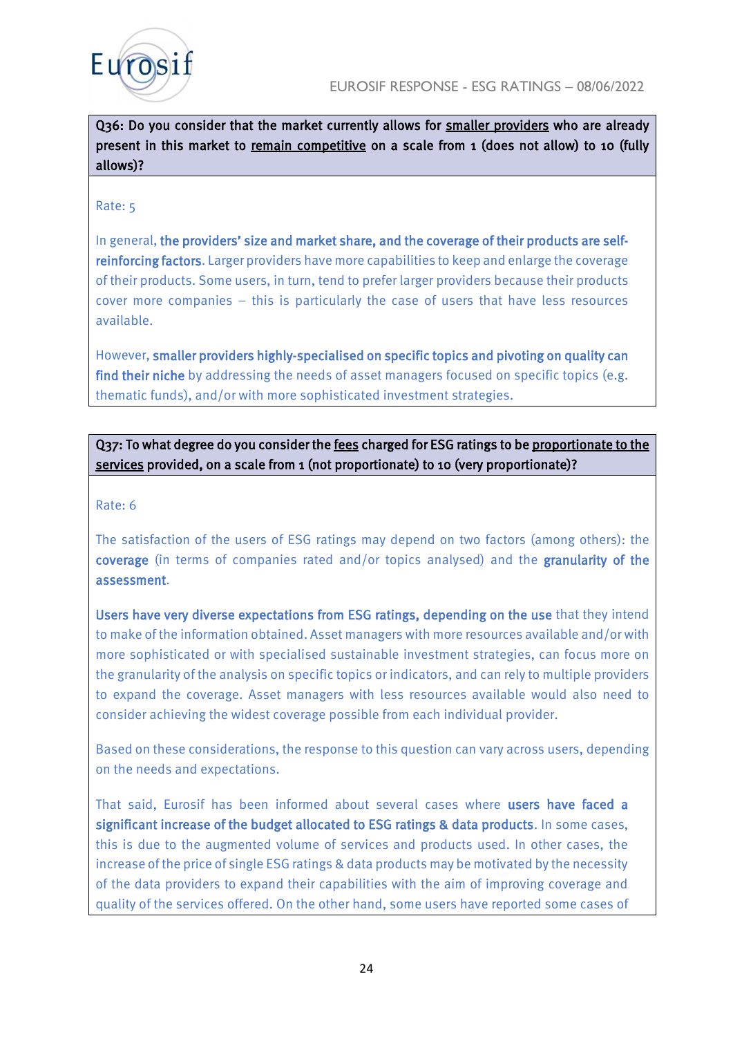**Q36: Do you consider that the market currently allows for smaller providers who are already present in this market to remain competitive on a scale from 1 (does not allow) to 10 (fully allows)?**

Rate: 5

In general, **the providers' size and market share, and the coverage of their products are self-reinforcing factors**. Larger providers have more capabilities to keep and enlarge the coverage of their products. Some users, in turn, tend to prefer larger providers because their products cover more companies – this is particularly the case of users that have less resources available.

However, **smaller providers highly-specialised on specific topics and pivoting on quality can find their niche** by addressing the needs of asset managers focused on specific topics (e.g. thematic funds), and/or with more sophisticated investment strategies.

**Q37: To what degree do you consider the fees charged for ESG ratings to be proportionate to the services provided, on a scale from 1 (not proportionate) to 10 (very proportionate)?**

Rate: 6

The satisfaction of the users of ESG ratings may depend on two factors (among others): the **coverage** (in terms of companies rated and/or topics analysed) and the **granularity of the assessment**.

**Users have very diverse expectations from ESG ratings, depending on the use** that they intend to make of the information obtained. Asset managers with more resources available and/or with more sophisticated or with specialised sustainable investment strategies, can focus more on the granularity of the analysis on specific topics or indicators, and can rely to multiple providers to expand the coverage. Asset managers with less resources available would also need to consider achieving the widest coverage possible from each individual provider.

Based on these considerations, the response to this question can vary across users, depending on the needs and expectations.

That said, Eurosif has been informed about several cases where **users have faced a significant increase of the budget allocated to ESG ratings & data products**. In some cases, this is due to the augmented volume of services and products used. In other cases, the increase of the price of single ESG ratings & data products may be motivated by the necessity of the data providers to expand their capabilities with the aim of improving coverage and quality of the services offered. On the other hand, some users have reported some cases of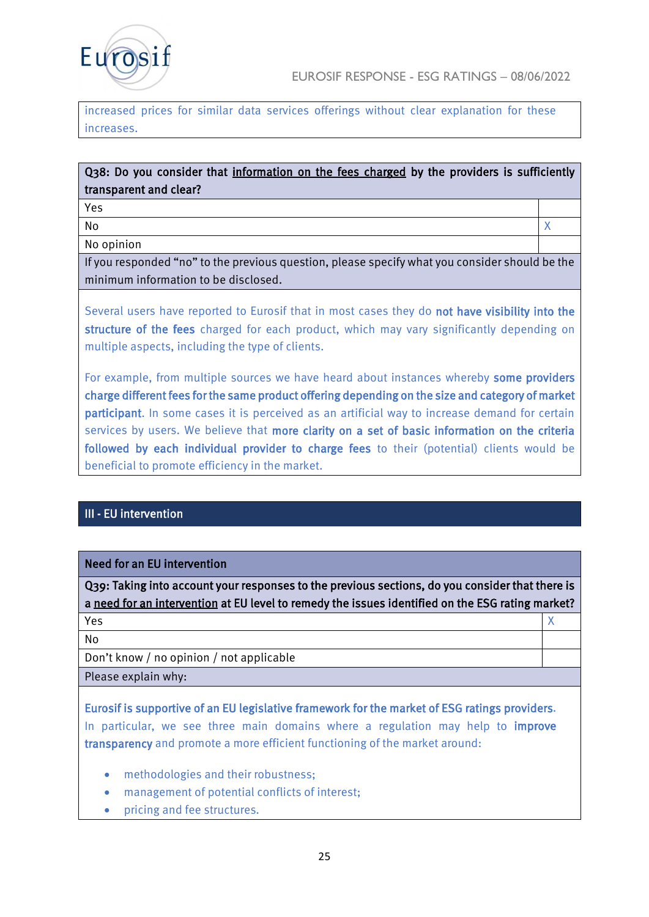increased prices for similar data services offerings without clear explanation for these increases.

| Q38: Do you consider that information on the fees charged by the providers is sufficiently transparent and clear? | |
|---|---|
| Yes | |
| No | X |
| No opinion | |

If you responded "no" to the previous question, please specify what you consider should be the minimum information to be disclosed.

Several users have reported to Eurosif that in most cases they do **not have visibility into the structure of the fees** charged for each product, which may vary significantly depending on multiple aspects, including the type of clients.

For example, from multiple sources we have heard about instances whereby **some providers charge different fees for the same product offering depending on the size and category of market participant**. In some cases it is perceived as an artificial way to increase demand for certain services by users. We believe that **more clarity on a set of basic information on the criteria followed by each individual provider to charge fees** to their (potential) clients would be beneficial to promote efficiency in the market.

## III - EU intervention

### Need for an EU intervention

| Q39: Taking into account your responses to the previous sections, do you consider that there is a need for an intervention at EU level to remedy the issues identified on the ESG rating market? | |
|---|---|
| Yes | X |
| No | |
| Don't know / no opinion / not applicable | |

Please explain why:

**Eurosif is supportive of an EU legislative framework for the market of ESG ratings providers.** In particular, we see three main domains where a regulation may help to **improve transparency** and promote a more efficient functioning of the market around:

- methodologies and their robustness;
- management of potential conflicts of interest;
- pricing and fee structures.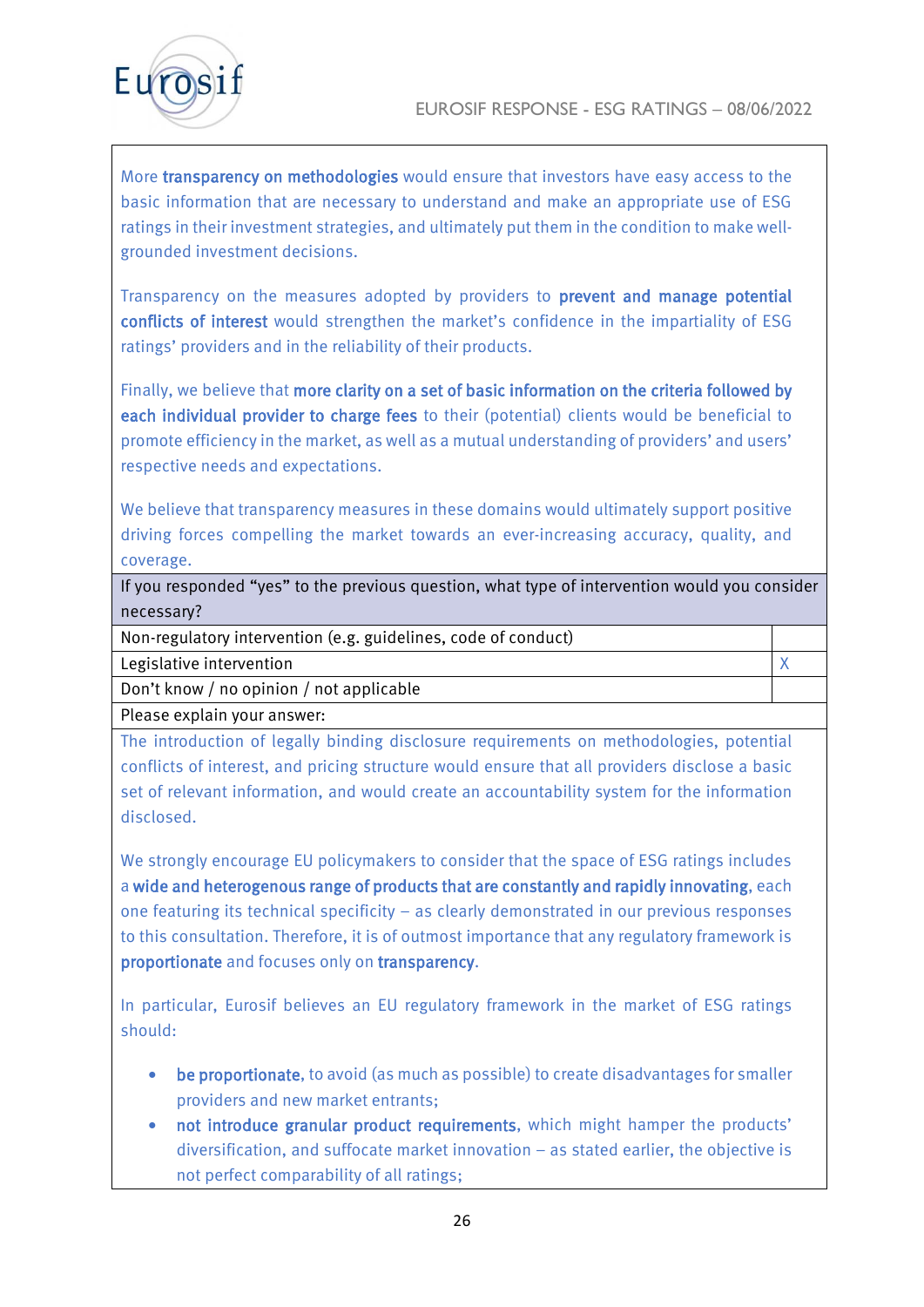More **transparency on methodologies** would ensure that investors have easy access to the basic information that are necessary to understand and make an appropriate use of ESG ratings in their investment strategies, and ultimately put them in the condition to make well-grounded investment decisions.

Transparency on the measures adopted by providers to **prevent and manage potential conflicts of interest** would strengthen the market's confidence in the impartiality of ESG ratings' providers and in the reliability of their products.

Finally, we believe that **more clarity on a set of basic information on the criteria followed by each individual provider to charge fees** to their (potential) clients would be beneficial to promote efficiency in the market, as well as a mutual understanding of providers' and users' respective needs and expectations.

We believe that transparency measures in these domains would ultimately support positive driving forces compelling the market towards an ever-increasing accuracy, quality, and coverage.

| If you responded "yes" to the previous question, what type of intervention would you consider necessary? | |
|---|---|
| Non-regulatory intervention (e.g. guidelines, code of conduct) | |
| Legislative intervention | X |
| Don't know / no opinion / not applicable | |

Please explain your answer:

The introduction of legally binding disclosure requirements on methodologies, potential conflicts of interest, and pricing structure would ensure that all providers disclose a basic set of relevant information, and would create an accountability system for the information disclosed.

We strongly encourage EU policymakers to consider that the space of ESG ratings includes a **wide and heterogenous range of products that are constantly and rapidly innovating**, each one featuring its technical specificity – as clearly demonstrated in our previous responses to this consultation. Therefore, it is of outmost importance that any regulatory framework is **proportionate** and focuses only on **transparency**.

In particular, Eurosif believes an EU regulatory framework in the market of ESG ratings should:

- **be proportionate**, to avoid (as much as possible) to create disadvantages for smaller providers and new market entrants;
- **not introduce granular product requirements**, which might hamper the products' diversification, and suffocate market innovation – as stated earlier, the objective is not perfect comparability of all ratings;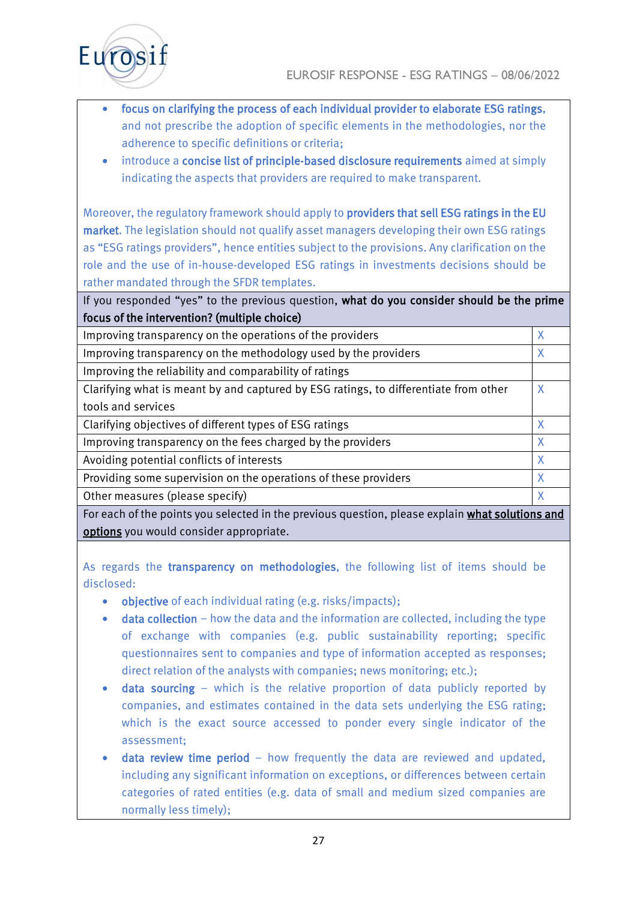- **focus on clarifying the process of each individual provider to elaborate ESG ratings**, and not prescribe the adoption of specific elements in the methodologies, nor the adherence to specific definitions or criteria;
- introduce a **concise list of principle-based disclosure requirements** aimed at simply indicating the aspects that providers are required to make transparent.

Moreover, the regulatory framework should apply to **providers that sell ESG ratings in the EU market**. The legislation should not qualify asset managers developing their own ESG ratings as "ESG ratings providers", hence entities subject to the provisions. Any clarification on the role and the use of in-house-developed ESG ratings in investments decisions should be rather mandated through the SFDR templates.

| If you responded "yes" to the previous question, **what do you consider should be the prime focus of the intervention? (multiple choice)** | |
|---|---|
| Improving transparency on the operations of the providers | X |
| Improving transparency on the methodology used by the providers | X |
| Improving the reliability and comparability of ratings | |
| Clarifying what is meant by and captured by ESG ratings, to differentiate from other tools and services | X |
| Clarifying objectives of different types of ESG ratings | X |
| Improving transparency on the fees charged by the providers | X |
| Avoiding potential conflicts of interests | X |
| Providing some supervision on the operations of these providers | X |
| Other measures (please specify) | X |

For each of the points you selected in the previous question, please explain **what solutions and options** you would consider appropriate.

As regards the **transparency on methodologies**, the following list of items should be disclosed:

- **objective** of each individual rating (e.g. risks/impacts);
- **data collection** – how the data and the information are collected, including the type of exchange with companies (e.g. public sustainability reporting; specific questionnaires sent to companies and type of information accepted as responses; direct relation of the analysts with companies; news monitoring; etc.);
- **data sourcing** – which is the relative proportion of data publicly reported by companies, and estimates contained in the data sets underlying the ESG rating; which is the exact source accessed to ponder every single indicator of the assessment;
- **data review time period** – how frequently the data are reviewed and updated, including any significant information on exceptions, or differences between certain categories of rated entities (e.g. data of small and medium sized companies are normally less timely);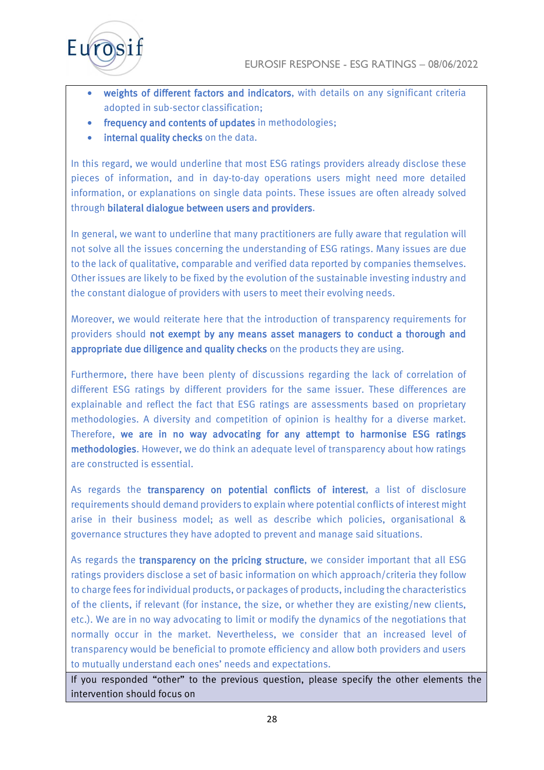- **weights of different factors and indicators**, with details on any significant criteria adopted in sub-sector classification;
- **frequency and contents of updates** in methodologies;
- **internal quality checks** on the data.

In this regard, we would underline that most ESG ratings providers already disclose these pieces of information, and in day-to-day operations users might need more detailed information, or explanations on single data points. These issues are often already solved through **bilateral dialogue between users and providers**.

In general, we want to underline that many practitioners are fully aware that regulation will not solve all the issues concerning the understanding of ESG ratings. Many issues are due to the lack of qualitative, comparable and verified data reported by companies themselves. Other issues are likely to be fixed by the evolution of the sustainable investing industry and the constant dialogue of providers with users to meet their evolving needs.

Moreover, we would reiterate here that the introduction of transparency requirements for providers should **not exempt by any means asset managers to conduct a thorough and appropriate due diligence and quality checks** on the products they are using.

Furthermore, there have been plenty of discussions regarding the lack of correlation of different ESG ratings by different providers for the same issuer. These differences are explainable and reflect the fact that ESG ratings are assessments based on proprietary methodologies. A diversity and competition of opinion is healthy for a diverse market. Therefore, **we are in no way advocating for any attempt to harmonise ESG ratings methodologies**. However, we do think an adequate level of transparency about how ratings are constructed is essential.

As regards the **transparency on potential conflicts of interest**, a list of disclosure requirements should demand providers to explain where potential conflicts of interest might arise in their business model; as well as describe which policies, organisational & governance structures they have adopted to prevent and manage said situations.

As regards the **transparency on the pricing structure**, we consider important that all ESG ratings providers disclose a set of basic information on which approach/criteria they follow to charge fees for individual products, or packages of products, including the characteristics of the clients, if relevant (for instance, the size, or whether they are existing/new clients, etc.). We are in no way advocating to limit or modify the dynamics of the negotiations that normally occur in the market. Nevertheless, we consider that an increased level of transparency would be beneficial to promote efficiency and allow both providers and users to mutually understand each ones' needs and expectations.

If you responded "other" to the previous question, please specify the other elements the intervention should focus on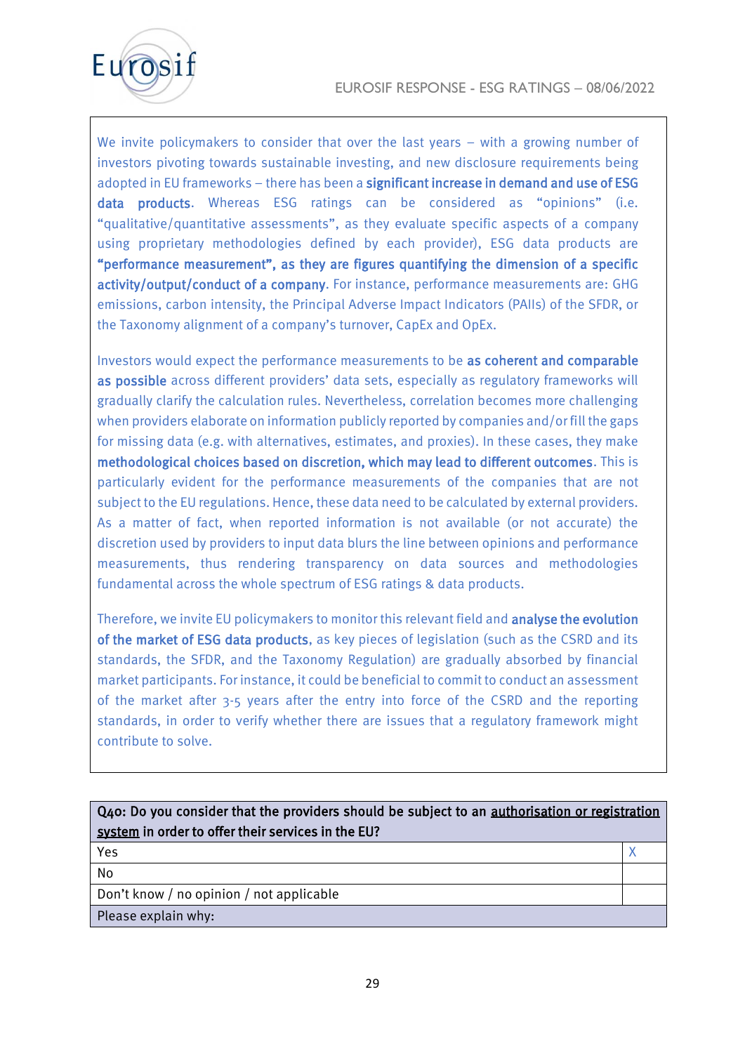We invite policymakers to consider that over the last years – with a growing number of investors pivoting towards sustainable investing, and new disclosure requirements being adopted in EU frameworks – there has been a **significant increase in demand and use of ESG data products**. Whereas ESG ratings can be considered as "opinions" (i.e. "qualitative/quantitative assessments", as they evaluate specific aspects of a company using proprietary methodologies defined by each provider), ESG data products are **"performance measurement", as they are figures quantifying the dimension of a specific activity/output/conduct of a company**. For instance, performance measurements are: GHG emissions, carbon intensity, the Principal Adverse Impact Indicators (PAIIs) of the SFDR, or the Taxonomy alignment of a company's turnover, CapEx and OpEx.

Investors would expect the performance measurements to be **as coherent and comparable as possible** across different providers' data sets, especially as regulatory frameworks will gradually clarify the calculation rules. Nevertheless, correlation becomes more challenging when providers elaborate on information publicly reported by companies and/or fill the gaps for missing data (e.g. with alternatives, estimates, and proxies). In these cases, they make **methodological choices based on discretion, which may lead to different outcomes**. This is particularly evident for the performance measurements of the companies that are not subject to the EU regulations. Hence, these data need to be calculated by external providers. As a matter of fact, when reported information is not available (or not accurate) the discretion used by providers to input data blurs the line between opinions and performance measurements, thus rendering transparency on data sources and methodologies fundamental across the whole spectrum of ESG ratings & data products.

Therefore, we invite EU policymakers to monitor this relevant field and **analyse the evolution of the market of ESG data products**, as key pieces of legislation (such as the CSRD and its standards, the SFDR, and the Taxonomy Regulation) are gradually absorbed by financial market participants. For instance, it could be beneficial to commit to conduct an assessment of the market after 3-5 years after the entry into force of the CSRD and the reporting standards, in order to verify whether there are issues that a regulatory framework might contribute to solve.

| **Q40: Do you consider that the providers should be subject to an <u>authorisation or registration system</u> in order to offer their services in the EU?** | |
|---|---|
| Yes | X |
| No | |
| Don't know / no opinion / not applicable | |
| Please explain why: | |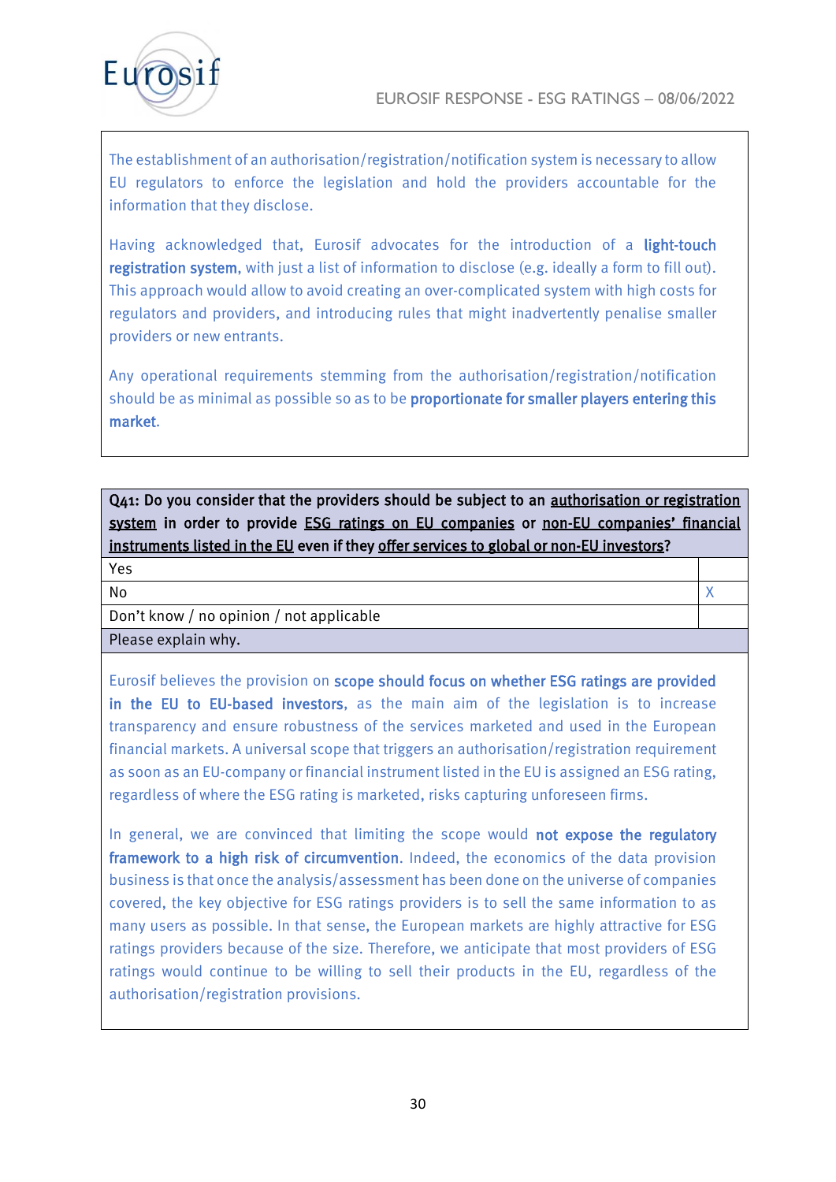The establishment of an authorisation/registration/notification system is necessary to allow EU regulators to enforce the legislation and hold the providers accountable for the information that they disclose.

Having acknowledged that, Eurosif advocates for the introduction of a **light-touch registration system**, with just a list of information to disclose (e.g. ideally a form to fill out). This approach would allow to avoid creating an over-complicated system with high costs for regulators and providers, and introducing rules that might inadvertently penalise smaller providers or new entrants.

Any operational requirements stemming from the authorisation/registration/notification should be as minimal as possible so as to be **proportionate for smaller players entering this market**.

| **Q41: Do you consider that the providers should be subject to an authorisation or registration system in order to provide ESG ratings on EU companies or non-EU companies' financial instruments listed in the EU even if they offer services to global or non-EU investors?** | |
|---|---|
| Yes | |
| No | X |
| Don't know / no opinion / not applicable | |
| Please explain why. | |

Eurosif believes the provision on **scope should focus on whether ESG ratings are provided in the EU to EU-based investors**, as the main aim of the legislation is to increase transparency and ensure robustness of the services marketed and used in the European financial markets. A universal scope that triggers an authorisation/registration requirement as soon as an EU-company or financial instrument listed in the EU is assigned an ESG rating, regardless of where the ESG rating is marketed, risks capturing unforeseen firms.

In general, we are convinced that limiting the scope would **not expose the regulatory framework to a high risk of circumvention**. Indeed, the economics of the data provision business is that once the analysis/assessment has been done on the universe of companies covered, the key objective for ESG ratings providers is to sell the same information to as many users as possible. In that sense, the European markets are highly attractive for ESG ratings providers because of the size. Therefore, we anticipate that most providers of ESG ratings would continue to be willing to sell their products in the EU, regardless of the authorisation/registration provisions.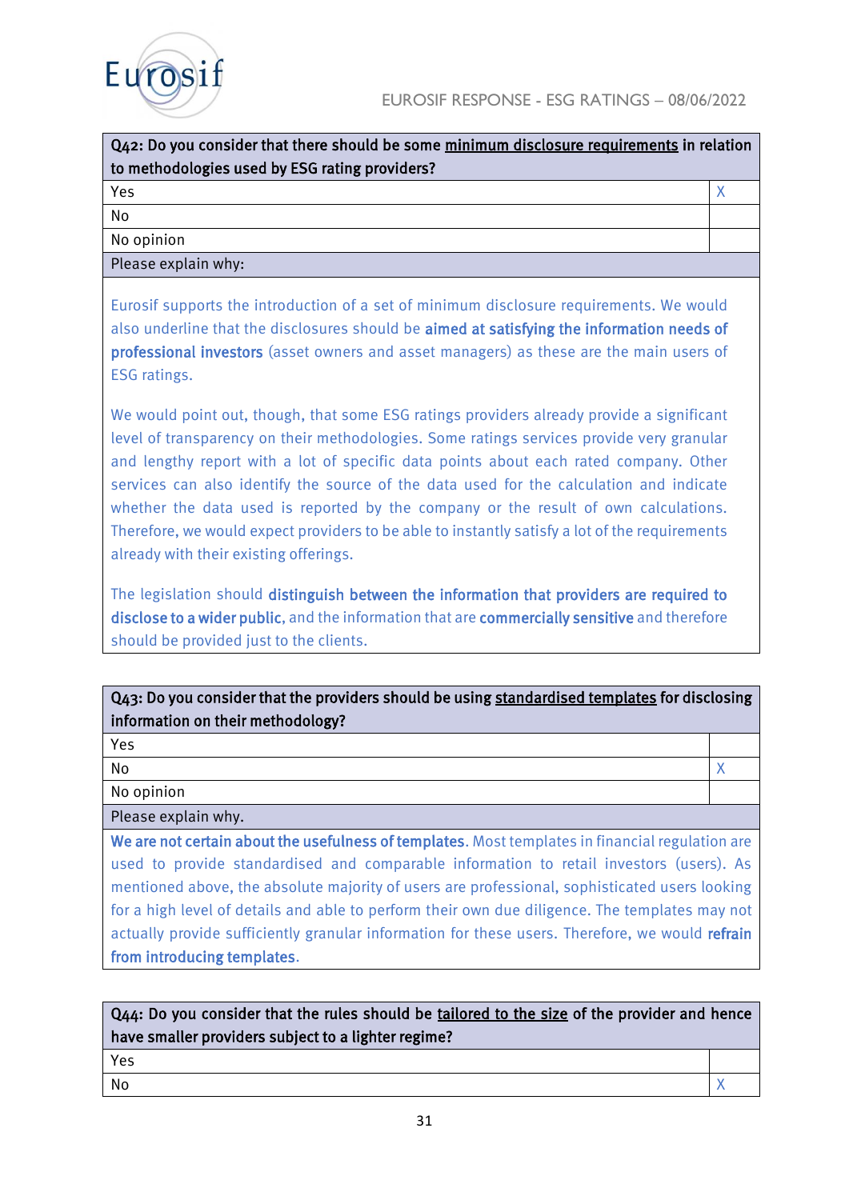| Q42: Do you consider that there should be some <u>minimum disclosure requirements</u> in relation to methodologies used by ESG rating providers? | |
|---|---|
| Yes | X |
| No | |
| No opinion | |
| Please explain why: | |

Eurosif supports the introduction of a set of minimum disclosure requirements. We would also underline that the disclosures should be **aimed at satisfying the information needs of professional investors** (asset owners and asset managers) as these are the main users of ESG ratings.

We would point out, though, that some ESG ratings providers already provide a significant level of transparency on their methodologies. Some ratings services provide very granular and lengthy report with a lot of specific data points about each rated company. Other services can also identify the source of the data used for the calculation and indicate whether the data used is reported by the company or the result of own calculations. Therefore, we would expect providers to be able to instantly satisfy a lot of the requirements already with their existing offerings.

The legislation should **distinguish between the information that providers are required to disclose to a wider public**, and the information that are **commercially sensitive** and therefore should be provided just to the clients.

| Q43: Do you consider that the providers should be using <u>standardised templates</u> for disclosing information on their methodology? | |
|---|---|
| Yes | |
| No | X |
| No opinion | |
| Please explain why. | |

**We are not certain about the usefulness of templates**. Most templates in financial regulation are used to provide standardised and comparable information to retail investors (users). As mentioned above, the absolute majority of users are professional, sophisticated users looking for a high level of details and able to perform their own due diligence. The templates may not actually provide sufficiently granular information for these users. Therefore, we would **refrain from introducing templates**.

| Q44: Do you consider that the rules should be <u>tailored to the size</u> of the provider and hence have smaller providers subject to a lighter regime? | |
|---|---|
| Yes | |
| No | X |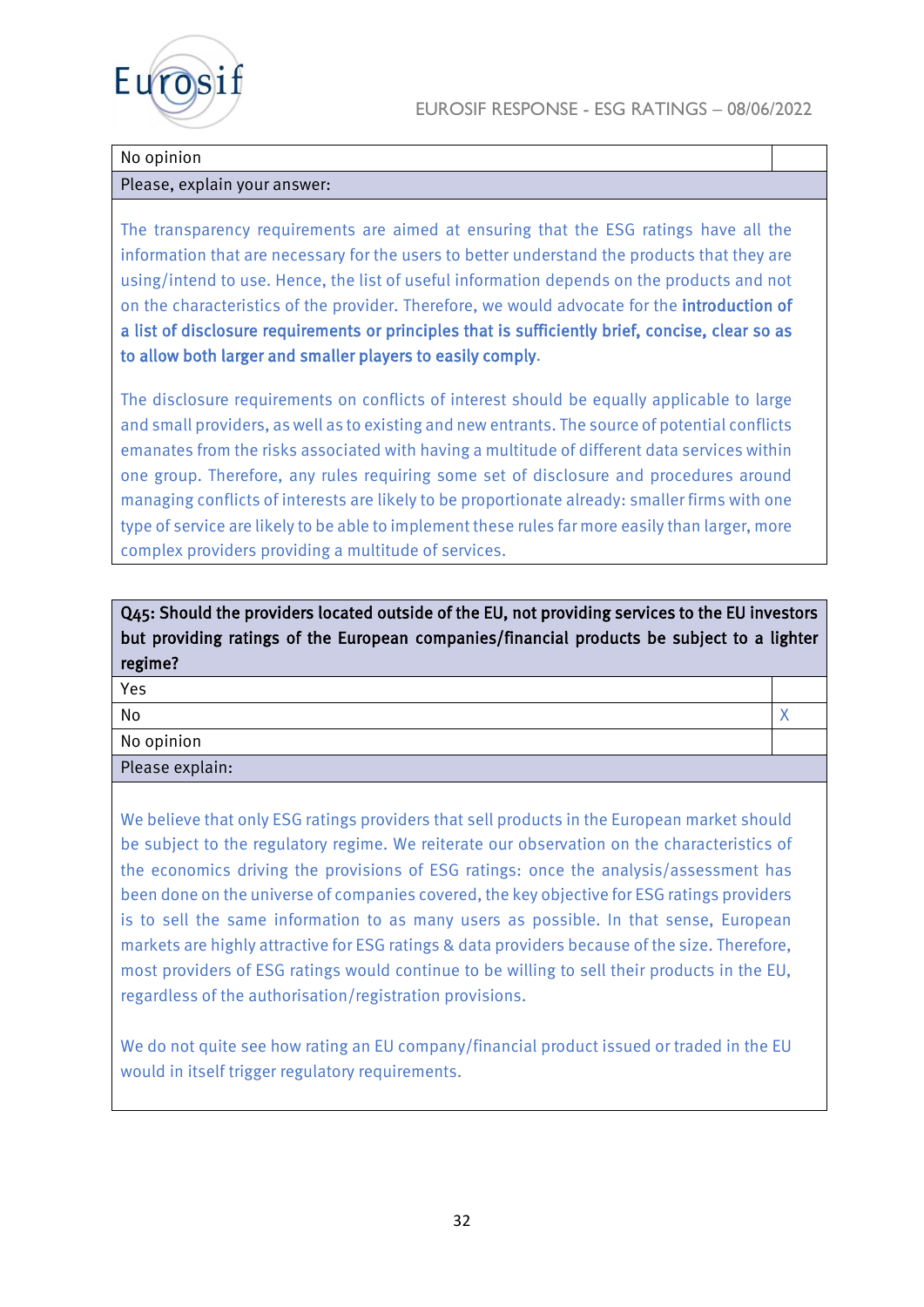| | |
|---|---|
| No opinion | |
| Please, explain your answer: | |

The transparency requirements are aimed at ensuring that the ESG ratings have all the information that are necessary for the users to better understand the products that they are using/intend to use. Hence, the list of useful information depends on the products and not on the characteristics of the provider. Therefore, we would advocate for the **introduction of a list of disclosure requirements or principles that is sufficiently brief, concise, clear so as to allow both larger and smaller players to easily comply**.

The disclosure requirements on conflicts of interest should be equally applicable to large and small providers, as well as to existing and new entrants. The source of potential conflicts emanates from the risks associated with having a multitude of different data services within one group. Therefore, any rules requiring some set of disclosure and procedures around managing conflicts of interests are likely to be proportionate already: smaller firms with one type of service are likely to be able to implement these rules far more easily than larger, more complex providers providing a multitude of services.

**Q45: Should the providers located outside of the EU, not providing services to the EU investors but providing ratings of the European companies/financial products be subject to a lighter regime?**

| | |
|---|---|
| Yes | |
| No | X |
| No opinion | |
| Please explain: | |

We believe that only ESG ratings providers that sell products in the European market should be subject to the regulatory regime. We reiterate our observation on the characteristics of the economics driving the provisions of ESG ratings: once the analysis/assessment has been done on the universe of companies covered, the key objective for ESG ratings providers is to sell the same information to as many users as possible. In that sense, European markets are highly attractive for ESG ratings & data providers because of the size. Therefore, most providers of ESG ratings would continue to be willing to sell their products in the EU, regardless of the authorisation/registration provisions.

We do not quite see how rating an EU company/financial product issued or traded in the EU would in itself trigger regulatory requirements.